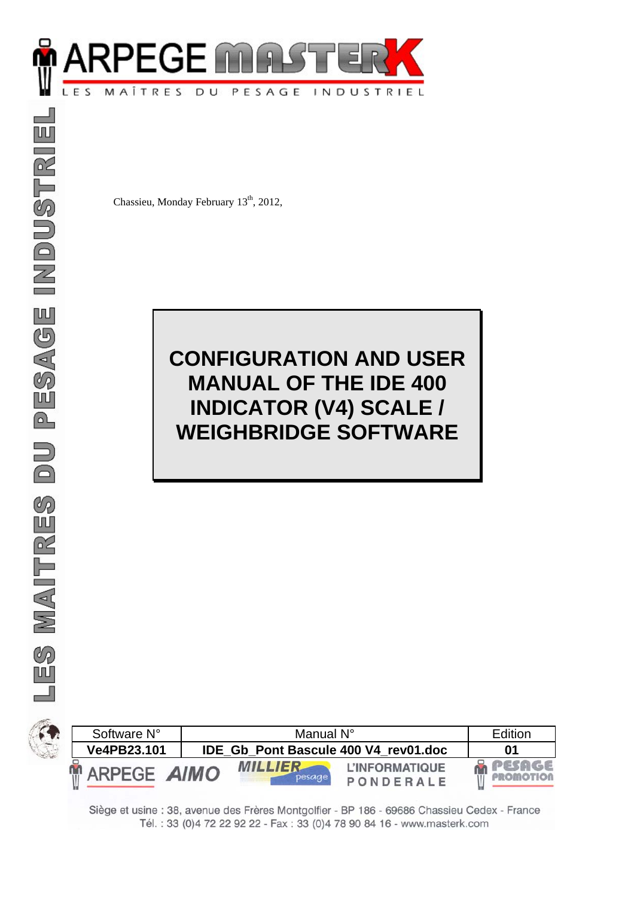ARPEGE MASTERK

LES MAÎTRES DU PESAGE INDUSTRIEL

Chassieu, Monday February 13th, 2012,

# CONFIGURATION AND USER MANUAL OF THE IDE 400 INDICATOR (V4) SCALE / WEIGHBRIDGE SOFTWARE

| Software N° | Manual N° | Edition |
|---|---|---|
| **Ve4PB23.101** | **IDE_Gb_Pont Bascule 400 V4_rev01.doc** | **01** |

ARPEGE AIMO MILLIER pesage L'INFORMATIQUE PONDERALE PESAGE PROMOTION

Siège et usine : 38, avenue des Frères Montgolfier - BP 186 - 69686 Chassieu Cedex - France
Tél. : 33 (0)4 72 22 92 22 - Fax : 33 (0)4 78 90 84 16 - www.masterk.com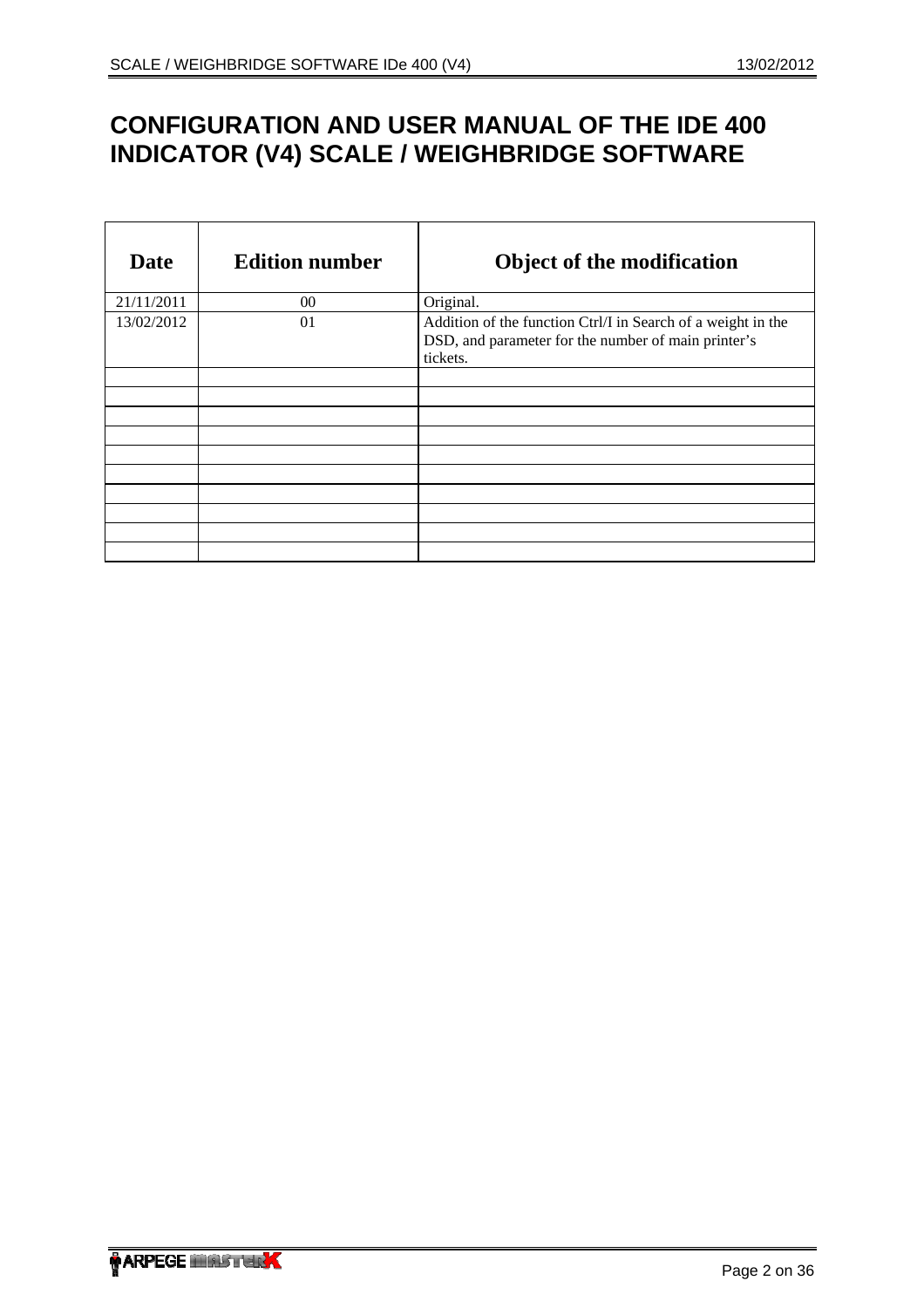# CONFIGURATION AND USER MANUAL OF THE IDE 400 INDICATOR (V4) SCALE / WEIGHBRIDGE SOFTWARE

| Date | Edition number | Object of the modification |
|---|---|---|
| 21/11/2011 | 00 | Original. |
| 13/02/2012 | 01 | Addition of the function Ctrl/I in Search of a weight in the DSD, and parameter for the number of main printer's tickets. |
| | | |
| | | |
| | | |
| | | |
| | | |
| | | |
| | | |
| | | |
| | | |
| | | |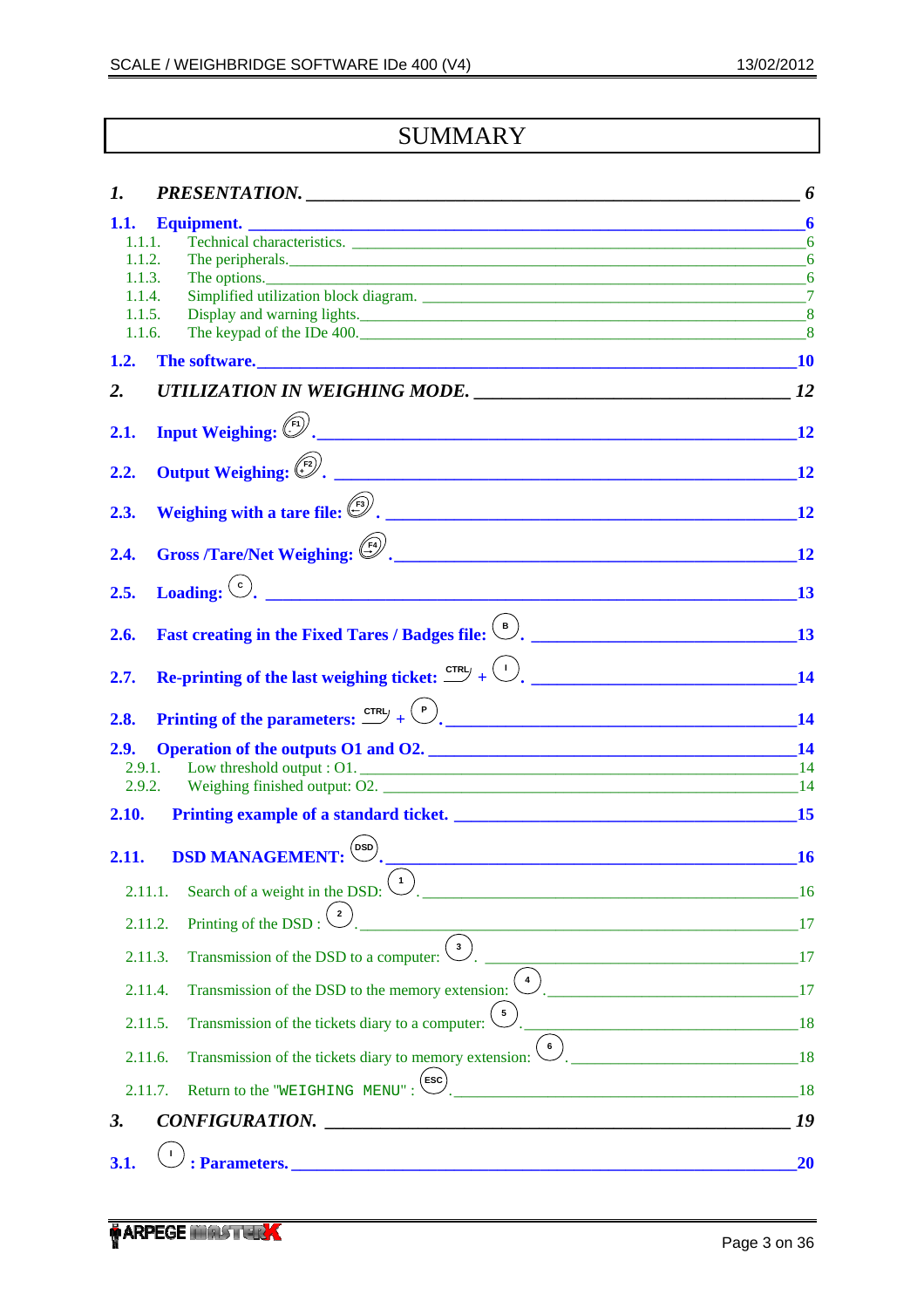# SUMMARY

**1. PRESENTATION.** ____ 6

**1.1. Equipment.** ____ 6

- 1.1.1. Technical characteristics. ____ 6
- 1.1.2. The peripherals. ____ 6
- 1.1.3. The options. ____ 6
- 1.1.4. Simplified utilization block diagram. ____ 7
- 1.1.5. Display and warning lights. ____ 8
- 1.1.6. The keypad of the IDe 400. ____ 8

**1.2. The software.** ____ 10

**2. UTILIZATION IN WEIGHING MODE.** ____ 12

**2.1. Input Weighing: F1.** ____ 12

**2.2. Output Weighing: F2.** ____ 12

**2.3. Weighing with a tare file: F3.** ____ 12

**2.4. Gross /Tare/Net Weighing: F4.** ____ 12

**2.5. Loading: C.** ____ 13

**2.6. Fast creating in the Fixed Tares / Badges file: B.** ____ 13

**2.7. Re-printing of the last weighing ticket: CTRL + I.** ____ 14

**2.8. Printing of the parameters: CTRL + P.** ____ 14

**2.9. Operation of the outputs O1 and O2.** ____ 14

- 2.9.1. Low threshold output : O1. ____ 14
- 2.9.2. Weighing finished output: O2. ____ 14

**2.10. Printing example of a standard ticket.** ____ 15

**2.11. DSD MANAGEMENT: DSD.** ____ 16

- 2.11.1. Search of a weight in the DSD: 1. ____ 16
- 2.11.2. Printing of the DSD : 2. ____ 17
- 2.11.3. Transmission of the DSD to a computer: 3. ____ 17
- 2.11.4. Transmission of the DSD to the memory extension: 4. ____ 17
- 2.11.5. Transmission of the tickets diary to a computer: 5. ____ 18
- 2.11.6. Transmission of the tickets diary to memory extension: 6. ____ 18
- 2.11.7. Return to the "WEIGHING MENU" : ESC. ____ 18

**3. CONFIGURATION.** ____ 19

**3.1. I : Parameters.** ____ 20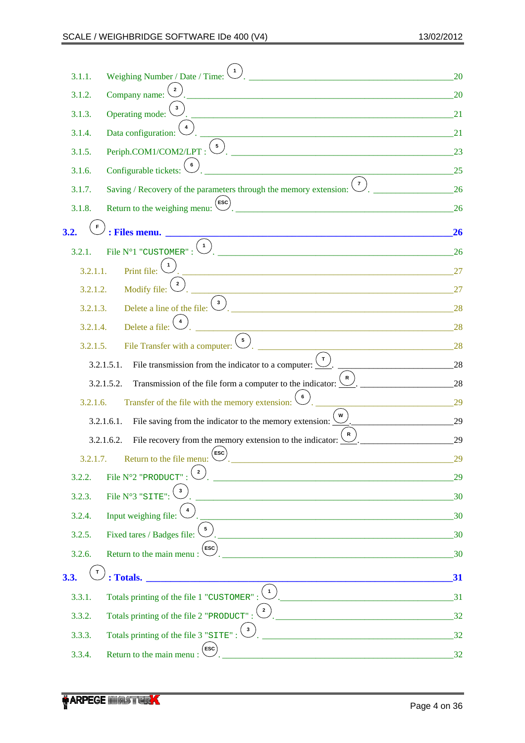3.1.1. Weighing Number / Date / Time: (1) . 20

3.1.2. Company name: (2) . 20

3.1.3. Operating mode: (3) . 21

3.1.4. Data configuration: (4) . 21

3.1.5. Periph.COM1/COM2/LPT : (5) . 23

3.1.6. Configurable tickets: (6) . 25

3.1.7. Saving / Recovery of the parameters through the memory extension: (7) . 26

3.1.8. Return to the weighing menu: (ESC) . 26

**3.2. (F) : Files menu. 26**

3.2.1. File N°1 "CUSTOMER" : (1) . 26

3.2.1.1. Print file: (1) . 27

3.2.1.2. Modify file: (2) . 27

3.2.1.3. Delete a line of the file: (3) . 28

3.2.1.4. Delete a file: (4) . 28

3.2.1.5. File Transfer with a computer: (5) . 28

3.2.1.5.1. File transmission from the indicator to a computer: (T) . 28

3.2.1.5.2. Transmission of the file form a computer to the indicator: (R) . 28

3.2.1.6. Transfer of the file with the memory extension: (6) . 29

3.2.1.6.1. File saving from the indicator to the memory extension: (W) . 29

3.2.1.6.2. File recovery from the memory extension to the indicator: (R) . 29

3.2.1.7. Return to the file menu: (ESC) . 29

3.2.2. File N°2 "PRODUCT" : (2) . 29

3.2.3. File N°3 "SITE": (3) . 30

3.2.4. Input weighing file: (4) . 30

3.2.5. Fixed tares / Badges file: (5) . 30

3.2.6. Return to the main menu : (ESC) . 30

**3.3. (T) : Totals. 31**

3.3.1. Totals printing of the file 1 "CUSTOMER" : (1) . 31

3.3.2. Totals printing of the file 2 "PRODUCT" : (2) . 32

3.3.3. Totals printing of the file 3 "SITE" : (3) . 32

3.3.4. Return to the main menu : (ESC) . 32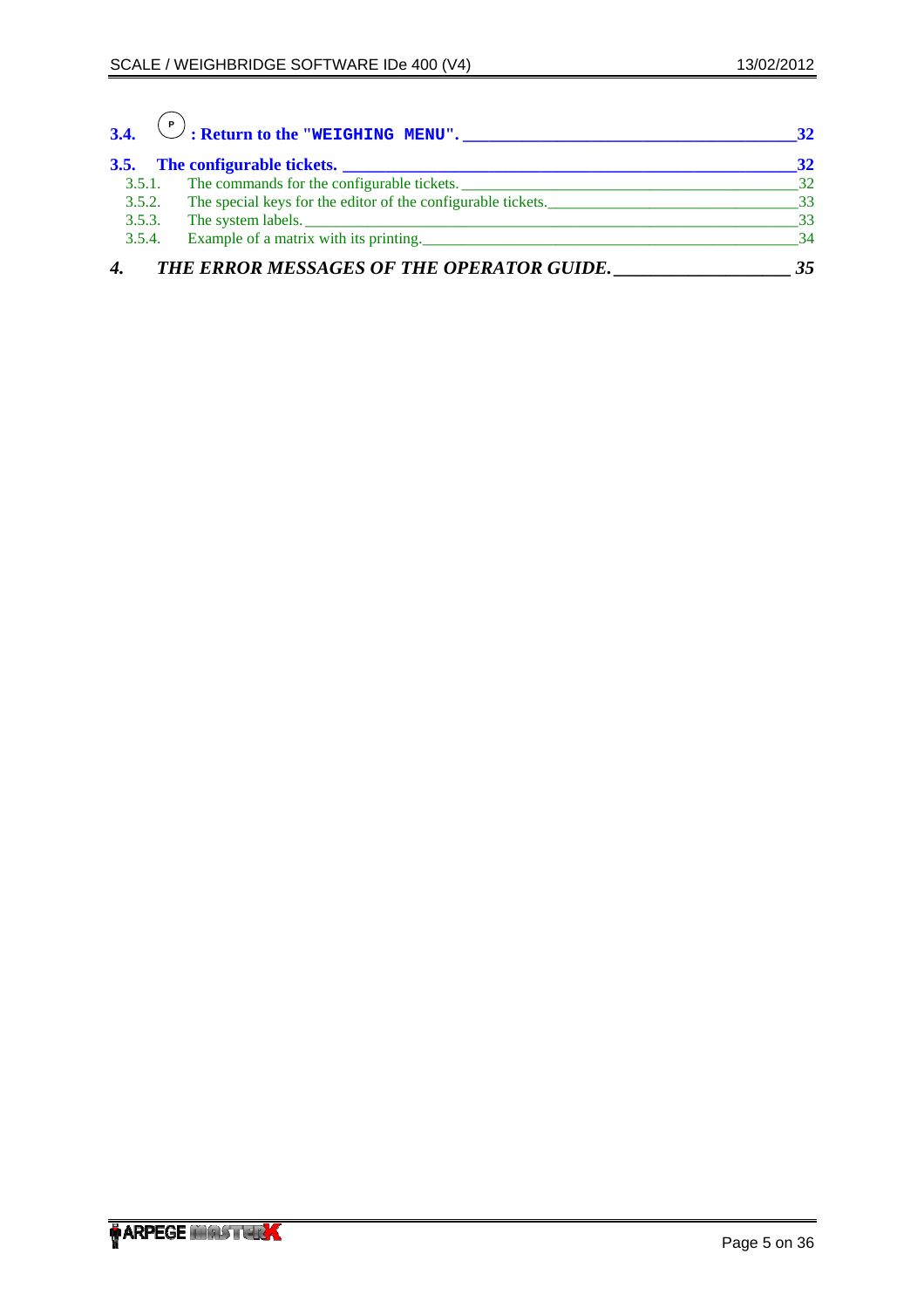**3.4. (P) : Return to the "WEIGHING MENU". ____________________________________ 32**

**3.5. The configurable tickets. ____________________________________ 32**

3.5.1. The commands for the configurable tickets. ____________________________________ 32

3.5.2. The special keys for the editor of the configurable tickets. ____________________________________ 33

3.5.3. The system labels. ____________________________________ 33

3.5.4. Example of a matrix with its printing. ____________________________________ 34

***4. THE ERROR MESSAGES OF THE OPERATOR GUIDE. ____________________ 35***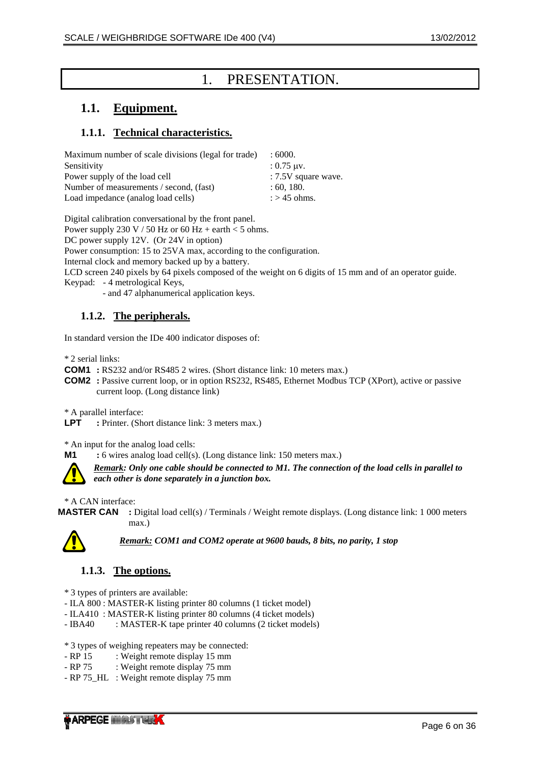# 1. PRESENTATION.

## 1.1. Equipment.

### 1.1.1. Technical characteristics.

| | |
|---|---|
| Maximum number of scale divisions (legal for trade) | : 6000. |
| Sensitivity | : 0.75 µv. |
| Power supply of the load cell | : 7.5V square wave. |
| Number of measurements / second, (fast) | : 60, 180. |
| Load impedance (analog load cells) | : > 45 ohms. |

Digital calibration conversational by the front panel.
Power supply 230 V / 50 Hz or 60 Hz + earth < 5 ohms.
DC power supply 12V. (Or 24V in option)
Power consumption: 15 to 25VA max, according to the configuration.
Internal clock and memory backed up by a battery.
LCD screen 240 pixels by 64 pixels composed of the weight on 6 digits of 15 mm and of an operator guide.
Keypad: - 4 metrological Keys,
- and 47 alphanumerical application keys.

### 1.1.2. The peripherals.

In standard version the IDe 400 indicator disposes of:

* 2 serial links:
**COM1** : RS232 and/or RS485 2 wires. (Short distance link: 10 meters max.)
**COM2** : Passive current loop, or in option RS232, RS485, Ethernet Modbus TCP (XPort), active or passive current loop. (Long distance link)

* A parallel interface:
**LPT** : Printer. (Short distance link: 3 meters max.)

* An input for the analog load cells:
**M1** : 6 wires analog load cell(s). (Long distance link: 150 meters max.)

***Remark:* Only one cable should be connected to M1. The connection of the load cells in parallel to each other is done separately in a junction box.**

* A CAN interface:
**MASTER CAN** : Digital load cell(s) / Terminals / Weight remote displays. (Long distance link: 1 000 meters max.)

***Remark:* COM1 and COM2 operate at 9600 bauds, 8 bits, no parity, 1 stop**

### 1.1.3. The options.

* 3 types of printers are available:
- ILA 800 : MASTER-K listing printer 80 columns (1 ticket model)
- ILA410 : MASTER-K listing printer 80 columns (4 ticket models)
- IBA40 : MASTER-K tape printer 40 columns (2 ticket models)

* 3 types of weighing repeaters may be connected:
- RP 15 : Weight remote display 15 mm
- RP 75 : Weight remote display 75 mm
- RP 75_HL : Weight remote display 75 mm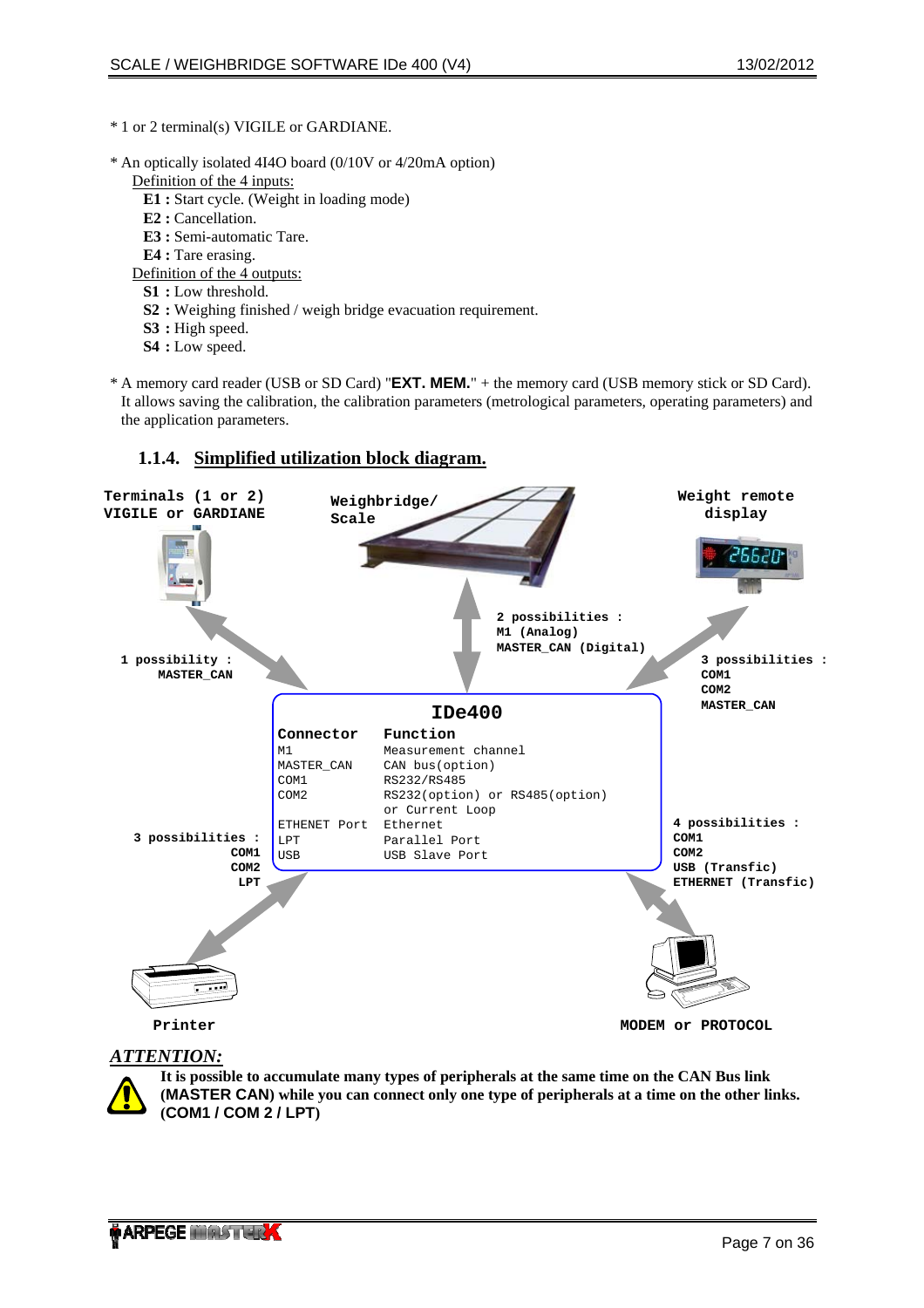* 1 or 2 terminal(s) VIGILE or GARDIANE.

* An optically isolated 4I4O board (0/10V or 4/20mA option)

  Definition of the 4 inputs:

  **E1 :** Start cycle. (Weight in loading mode)
  **E2 :** Cancellation.
  **E3 :** Semi-automatic Tare.
  **E4 :** Tare erasing.

  Definition of the 4 outputs:

  **S1 :** Low threshold.
  **S2 :** Weighing finished / weigh bridge evacuation requirement.
  **S3 :** High speed.
  **S4 :** Low speed.

* A memory card reader (USB or SD Card) "**EXT. MEM.**" + the memory card (USB memory stick or SD Card). It allows saving the calibration, the calibration parameters (metrological parameters, operating parameters) and the application parameters.

### 1.1.4. Simplified utilization block diagram.

**Terminals (1 or 2) VIGILE or GARDIANE** — 1 possibility : MASTER_CAN

**Weighbridge/ Scale** — 2 possibilities : M1 (Analog), MASTER_CAN (Digital)

**Weight remote display** — 3 possibilities : COM1, COM2, MASTER_CAN

**IDe400**

| Connector | Function |
|---|---|
| M1 | Measurement channel |
| MASTER_CAN | CAN bus(option) |
| COM1 | RS232/RS485 |
| COM2 | RS232(option) or RS485(option) or Current Loop |
| ETHENET Port | Ethernet |
| LPT | Parallel Port |
| USB | USB Slave Port |

**Printer** — 3 possibilities : COM1, COM2, LPT

**MODEM or PROTOCOL** — 4 possibilities : COM1, COM2, USB (Transfic), ETHERNET (Transfic)

***ATTENTION:***

**It is possible to accumulate many types of peripherals at the same time on the CAN Bus link (MASTER CAN) while you can connect only one type of peripherals at a time on the other links. (COM1 / COM 2 / LPT)**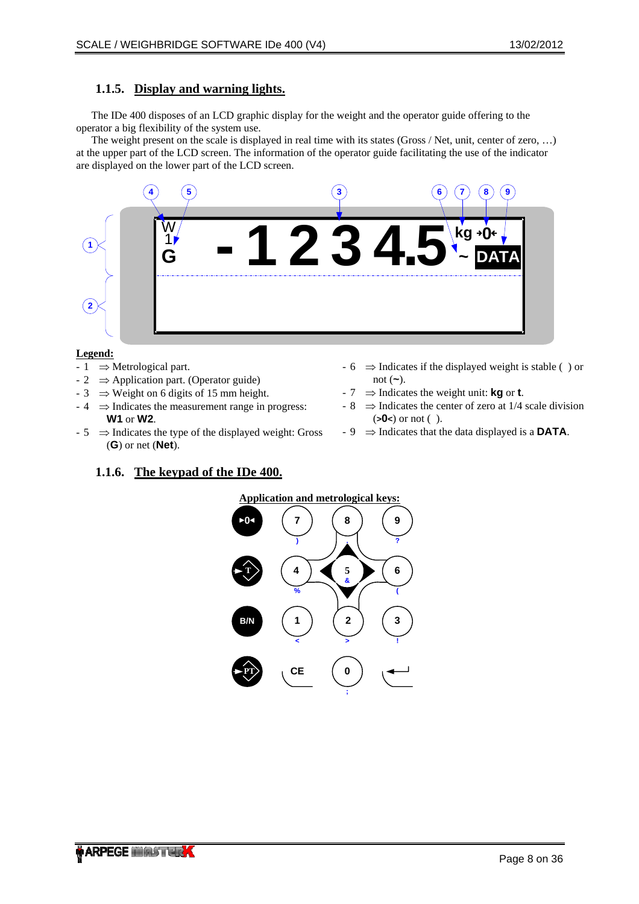### 1.1.5. Display and warning lights.

The IDe 400 disposes of an LCD graphic display for the weight and the operator guide offering to the operator a big flexibility of the system use.

The weight present on the scale is displayed in real time with its states (Gross / Net, unit, center of zero, …) at the upper part of the LCD screen. The information of the operator guide facilitating the use of the indicator are displayed on the lower part of the LCD screen.

**Legend:**

- 1 ⇒ Metrological part.
- 2 ⇒ Application part. (Operator guide)
- 3 ⇒ Weight on 6 digits of 15 mm height.
- 4 ⇒ Indicates the measurement range in progress: **W1** or **W2**.
- 5 ⇒ Indicates the type of the displayed weight: Gross (**G**) or net (**Net**).
- 6 ⇒ Indicates if the displayed weight is stable ( ) or not (**~**).
- 7 ⇒ Indicates the weight unit: **kg** or **t**.
- 8 ⇒ Indicates the center of zero at 1/4 scale division (**>0<**) or not ( ).
- 9 ⇒ Indicates that the data displayed is a **DATA**.

### 1.1.6. The keypad of the IDe 400.

**Application and metrological keys:**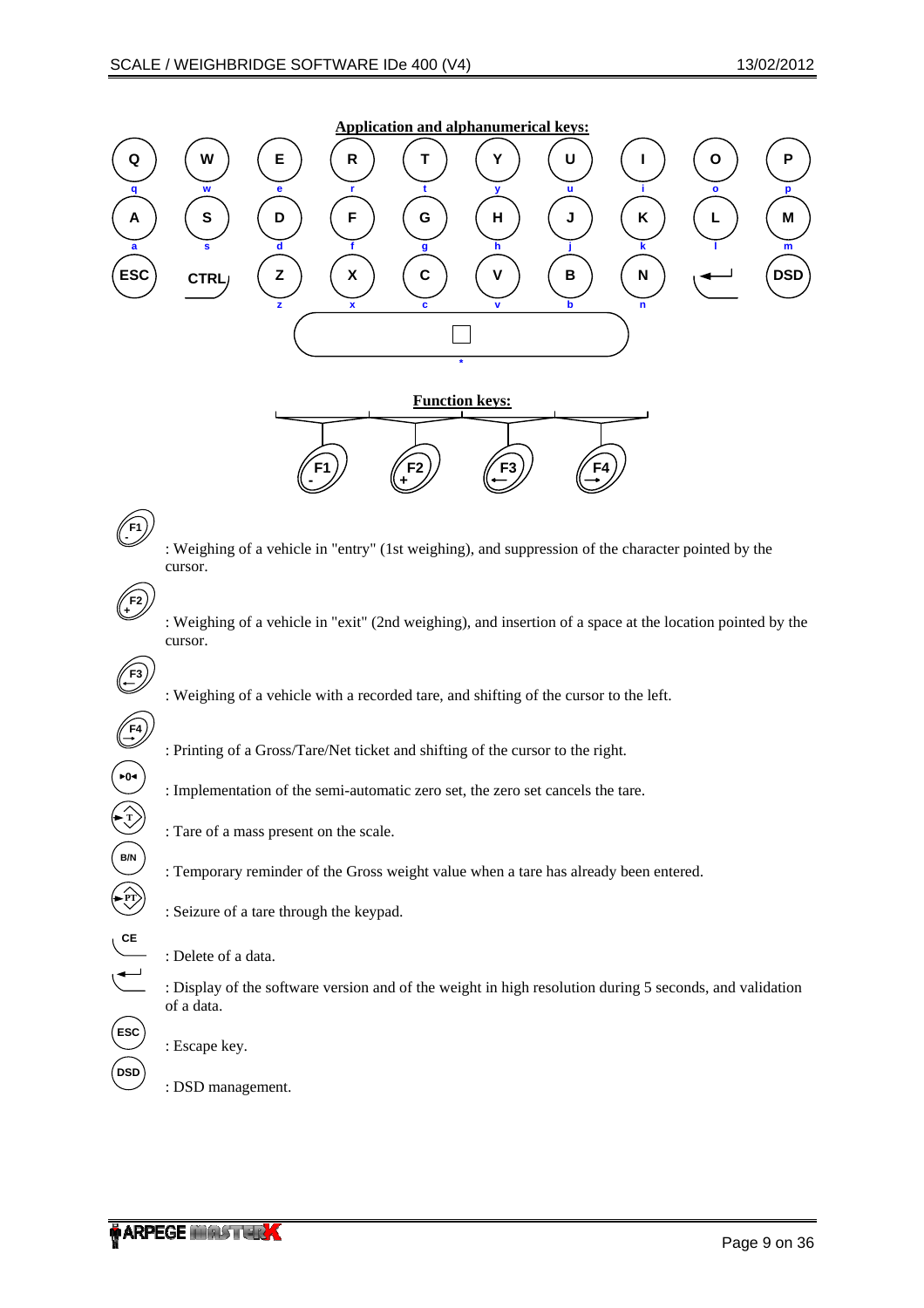**Application and alphanumerical keys:**

Q W E R T Y U I O P
q w e r t y u i o p

A S D F G H J K L M
a s d f g h j k l m

ESC CTRL Z X C V B N ↵ DSD
z x c v b n

*

**Function keys:**

F1 - F2 + F3 ← F4 →

F1 - : Weighing of a vehicle in "entry" (1st weighing), and suppression of the character pointed by the cursor.

F2 + : Weighing of a vehicle in "exit" (2nd weighing), and insertion of a space at the location pointed by the cursor.

F3 ← : Weighing of a vehicle with a recorded tare, and shifting of the cursor to the left.

F4 → : Printing of a Gross/Tare/Net ticket and shifting of the cursor to the right.

▸0◂ : Implementation of the semi-automatic zero set, the zero set cancels the tare.

T : Tare of a mass present on the scale.

B/N : Temporary reminder of the Gross weight value when a tare has already been entered.

PT : Seizure of a tare through the keypad.

CE : Delete of a data.

↵ : Display of the software version and of the weight in high resolution during 5 seconds, and validation of a data.

ESC : Escape key.

DSD : DSD management.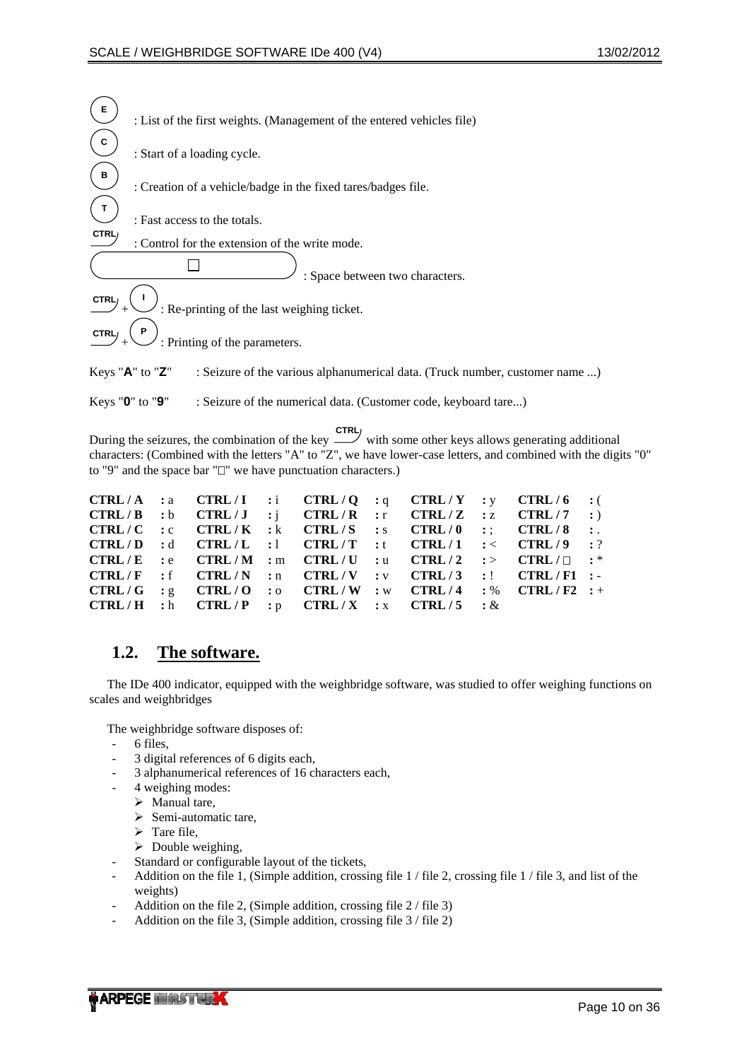- **E** : List of the first weights. (Management of the entered vehicles file)
- **C** : Start of a loading cycle.
- **B** : Creation of a vehicle/badge in the fixed tares/badges file.
- **T** : Fast access to the totals.
- **CTRL** : Control for the extension of the write mode.
- **□** : Space between two characters.
- **CTRL** + **I** : Re-printing of the last weighing ticket.
- **CTRL** + **P** : Printing of the parameters.

Keys "**A**" to "**Z**" : Seizure of the various alphanumerical data. (Truck number, customer name ...)

Keys "**0**" to "**9**" : Seizure of the numerical data. (Customer code, keyboard tare...)

During the seizures, the combination of the key **CTRL** with some other keys allows generating additional characters: (Combined with the letters "A" to "Z", we have lower-case letters, and combined with the digits "0" to "9" and the space bar "□" we have punctuation characters.)

| | | | | | | | | | |
|---|---|---|---|---|---|---|---|---|---|
| **CTRL / A** | : a | **CTRL / I** | : i | **CTRL / Q** | : q | **CTRL / Y** | : y | **CTRL / 6** | : ( |
| **CTRL / B** | : b | **CTRL / J** | : j | **CTRL / R** | : r | **CTRL / Z** | : z | **CTRL / 7** | : ) |
| **CTRL / C** | : c | **CTRL / K** | : k | **CTRL / S** | : s | **CTRL / 0** | : ; | **CTRL / 8** | : . |
| **CTRL / D** | : d | **CTRL / L** | : l | **CTRL / T** | : t | **CTRL / 1** | : < | **CTRL / 9** | : ? |
| **CTRL / E** | : e | **CTRL / M** | : m | **CTRL / U** | : u | **CTRL / 2** | : > | **CTRL / □** | : * |
| **CTRL / F** | : f | **CTRL / N** | : n | **CTRL / V** | : v | **CTRL / 3** | : ! | **CTRL / F1** | : - |
| **CTRL / G** | : g | **CTRL / O** | : o | **CTRL / W** | : w | **CTRL / 4** | : % | **CTRL / F2** | : + |
| **CTRL / H** | : h | **CTRL / P** | : p | **CTRL / X** | : x | **CTRL / 5** | : & | | |

## 1.2. The software.

The IDe 400 indicator, equipped with the weighbridge software, was studied to offer weighing functions on scales and weighbridges

The weighbridge software disposes of:

- 6 files,
- 3 digital references of 6 digits each,
- 3 alphanumerical references of 16 characters each,
- 4 weighing modes:
  - Manual tare,
  - Semi-automatic tare,
  - Tare file,
  - Double weighing,
- Standard or configurable layout of the tickets,
- Addition on the file 1, (Simple addition, crossing file 1 / file 2, crossing file 1 / file 3, and list of the weights)
- Addition on the file 2, (Simple addition, crossing file 2 / file 3)
- Addition on the file 3, (Simple addition, crossing file 3 / file 2)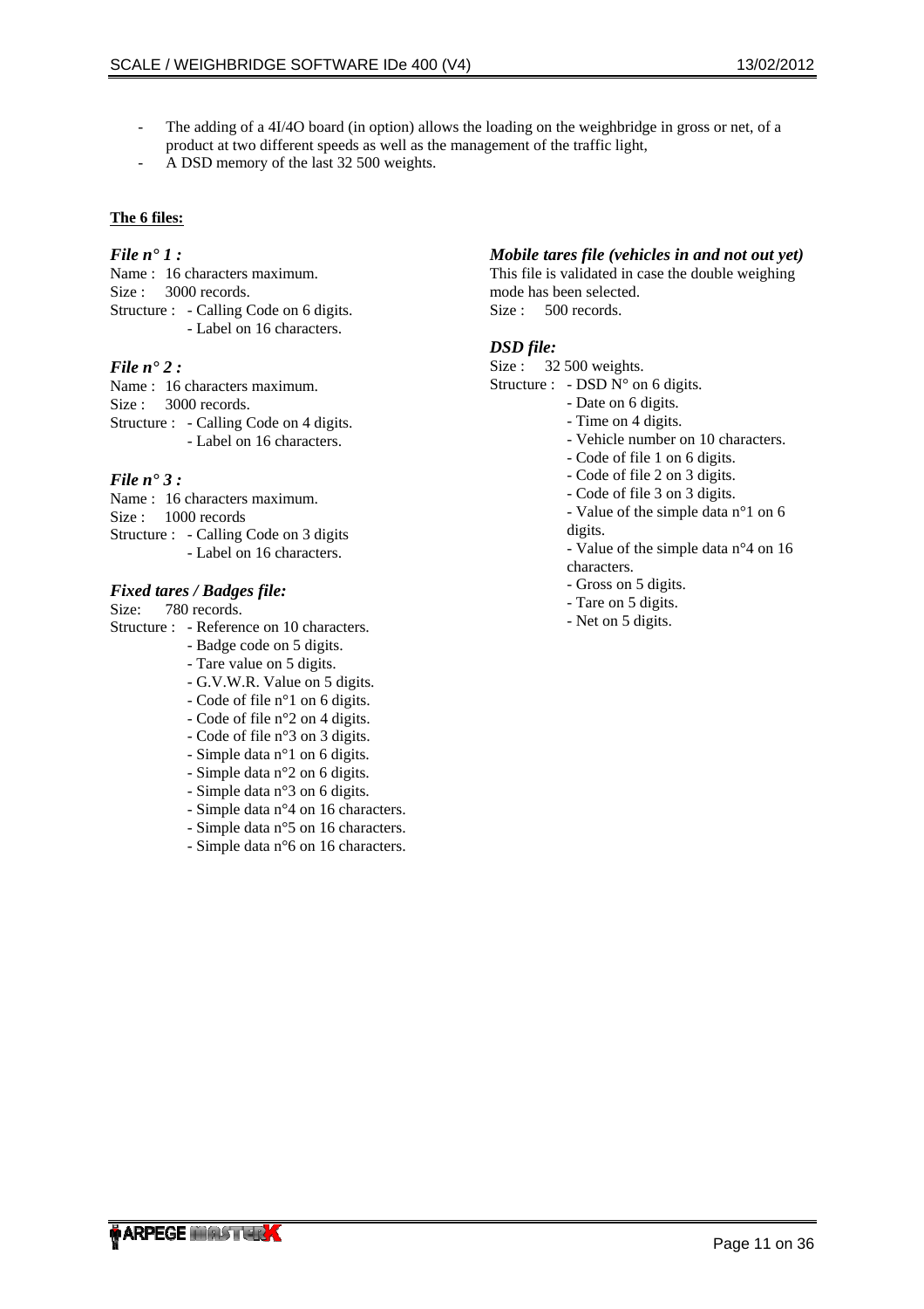- The adding of a 4I/4O board (in option) allows the loading on the weighbridge in gross or net, of a product at two different speeds as well as the management of the traffic light,
- A DSD memory of the last 32 500 weights.

**The 6 files:**

### *File n° 1 :*

Name : 16 characters maximum.
Size : 3000 records.
Structure : - Calling Code on 6 digits.
- Label on 16 characters.

### *File n° 2 :*

Name : 16 characters maximum.
Size : 3000 records.
Structure : - Calling Code on 4 digits.
- Label on 16 characters.

### *File n° 3 :*

Name : 16 characters maximum.
Size : 1000 records
Structure : - Calling Code on 3 digits
- Label on 16 characters.

### *Fixed tares / Badges file:*

Size: 780 records.
Structure : - Reference on 10 characters.
- Badge code on 5 digits.
- Tare value on 5 digits.
- G.V.W.R. Value on 5 digits.
- Code of file n°1 on 6 digits.
- Code of file n°2 on 4 digits.
- Code of file n°3 on 3 digits.
- Simple data n°1 on 6 digits.
- Simple data n°2 on 6 digits.
- Simple data n°3 on 6 digits.
- Simple data n°4 on 16 characters.
- Simple data n°5 on 16 characters.
- Simple data n°6 on 16 characters.

### *Mobile tares file (vehicles in and not out yet)*

This file is validated in case the double weighing mode has been selected.
Size : 500 records.

### *DSD file:*

Size : 32 500 weights.
Structure : - DSD N° on 6 digits.
- Date on 6 digits.
- Time on 4 digits.
- Vehicle number on 10 characters.
- Code of file 1 on 6 digits.
- Code of file 2 on 3 digits.
- Code of file 3 on 3 digits.
- Value of the simple data n°1 on 6 digits.
- Value of the simple data n°4 on 16 characters.
- Gross on 5 digits.
- Tare on 5 digits.
- Net on 5 digits.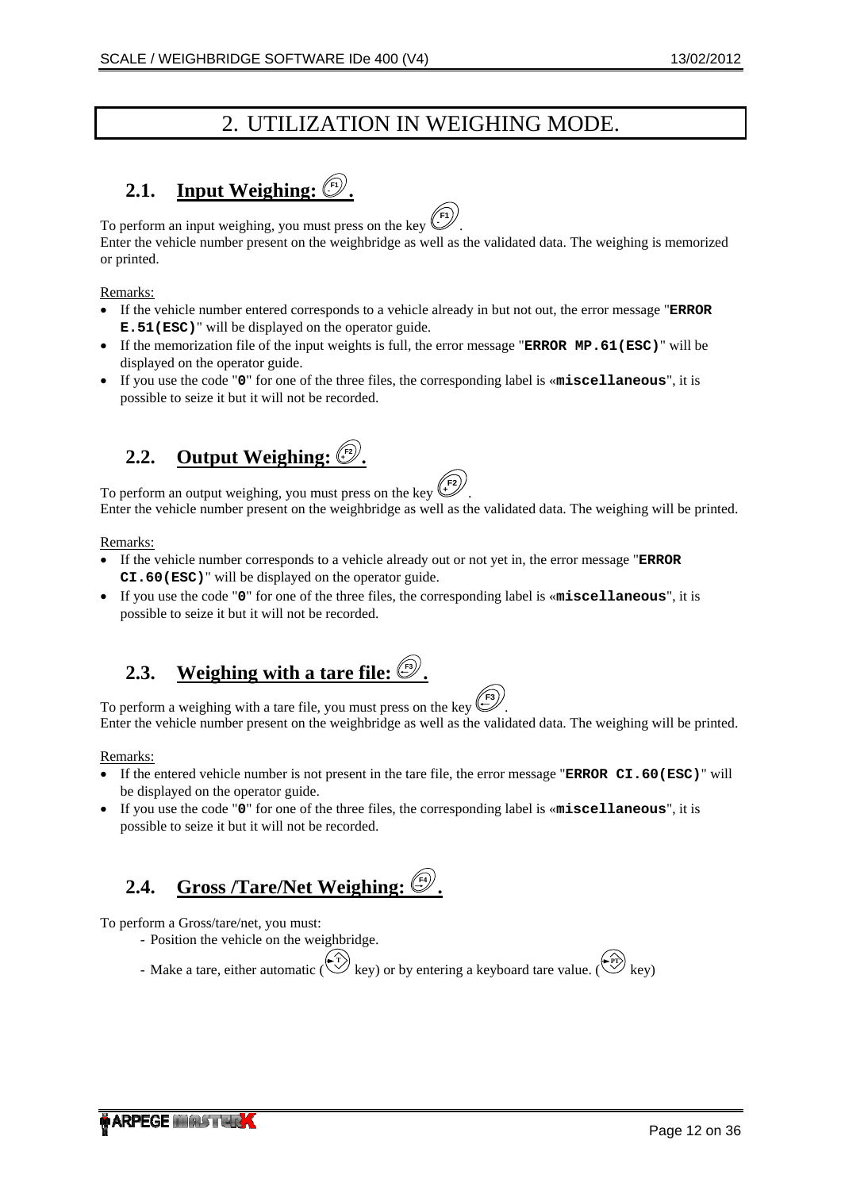# 2. UTILIZATION IN WEIGHING MODE.

## 2.1. Input Weighing: F1.

To perform an input weighing, you must press on the key F1.

Enter the vehicle number present on the weighbridge as well as the validated data. The weighing is memorized or printed.

Remarks:

- If the vehicle number entered corresponds to a vehicle already in but not out, the error message "**ERROR E.51(ESC)**" will be displayed on the operator guide.
- If the memorization file of the input weights is full, the error message "**ERROR MP.61(ESC)**" will be displayed on the operator guide.
- If you use the code "**0**" for one of the three files, the corresponding label is «**miscellaneous**", it is possible to seize it but it will not be recorded.

## 2.2. Output Weighing: F2.

To perform an output weighing, you must press on the key F2.

Enter the vehicle number present on the weighbridge as well as the validated data. The weighing will be printed.

Remarks:

- If the vehicle number corresponds to a vehicle already out or not yet in, the error message "**ERROR CI.60(ESC)**" will be displayed on the operator guide.
- If you use the code "**0**" for one of the three files, the corresponding label is «**miscellaneous**", it is possible to seize it but it will not be recorded.

## 2.3. Weighing with a tare file: F3.

To perform a weighing with a tare file, you must press on the key F3.

Enter the vehicle number present on the weighbridge as well as the validated data. The weighing will be printed.

Remarks:

- If the entered vehicle number is not present in the tare file, the error message "**ERROR CI.60(ESC)**" will be displayed on the operator guide.
- If you use the code "**0**" for one of the three files, the corresponding label is «**miscellaneous**", it is possible to seize it but it will not be recorded.

## 2.4. Gross /Tare/Net Weighing: F4.

To perform a Gross/tare/net, you must:

- Position the vehicle on the weighbridge.
- Make a tare, either automatic (T key) or by entering a keyboard tare value. (PT key)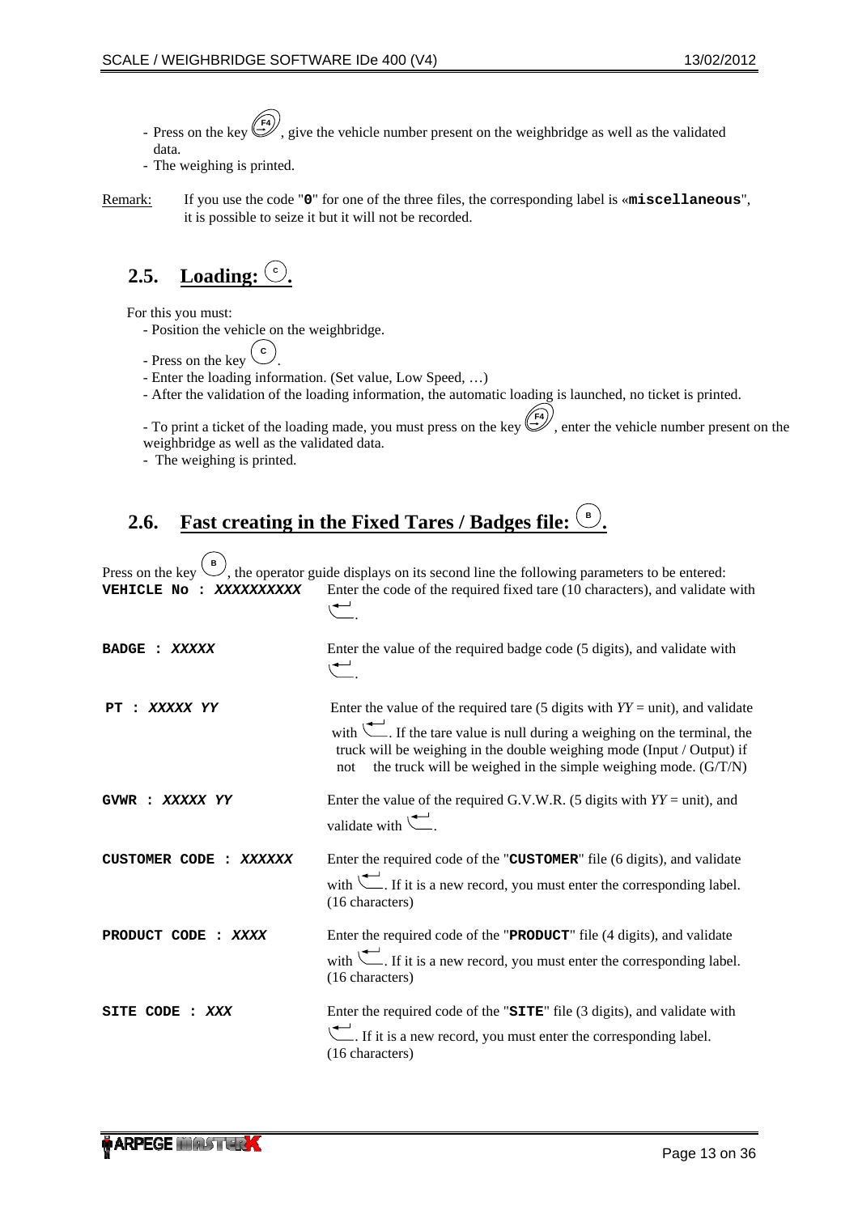- Press on the key (F4), give the vehicle number present on the weighbridge as well as the validated data.
- The weighing is printed.

Remark: If you use the code "**0**" for one of the three files, the corresponding label is «**miscellaneous**", it is possible to seize it but it will not be recorded.

## 2.5. Loading: (C).

For this you must:

- Position the vehicle on the weighbridge.
- Press on the key (C).
- Enter the loading information. (Set value, Low Speed, …)
- After the validation of the loading information, the automatic loading is launched, no ticket is printed.

- To print a ticket of the loading made, you must press on the key (F4), enter the vehicle number present on the weighbridge as well as the validated data.
- The weighing is printed.

## 2.6. Fast creating in the Fixed Tares / Badges file: (B).

Press on the key (B), the operator guide displays on its second line the following parameters to be entered:

| | |
|---|---|
| **VEHICLE No : *XXXXXXXXXX*** | Enter the code of the required fixed tare (10 characters), and validate with ↵. |
| **BADGE : *XXXXX*** | Enter the value of the required badge code (5 digits), and validate with ↵. |
| **PT : *XXXXX YY*** | Enter the value of the required tare (5 digits with *YY* = unit), and validate with ↵. If the tare value is null during a weighing on the terminal, the truck will be weighing in the double weighing mode (Input / Output) if not the truck will be weighed in the simple weighing mode. (G/T/N) |
| **GVWR : *XXXXX YY*** | Enter the value of the required G.V.W.R. (5 digits with *YY* = unit), and validate with ↵. |
| **CUSTOMER CODE : *XXXXXX*** | Enter the required code of the "**CUSTOMER**" file (6 digits), and validate with ↵. If it is a new record, you must enter the corresponding label. (16 characters) |
| **PRODUCT CODE : *XXXX*** | Enter the required code of the "**PRODUCT**" file (4 digits), and validate with ↵. If it is a new record, you must enter the corresponding label. (16 characters) |
| **SITE CODE : *XXX*** | Enter the required code of the "**SITE**" file (3 digits), and validate with ↵. If it is a new record, you must enter the corresponding label. (16 characters) |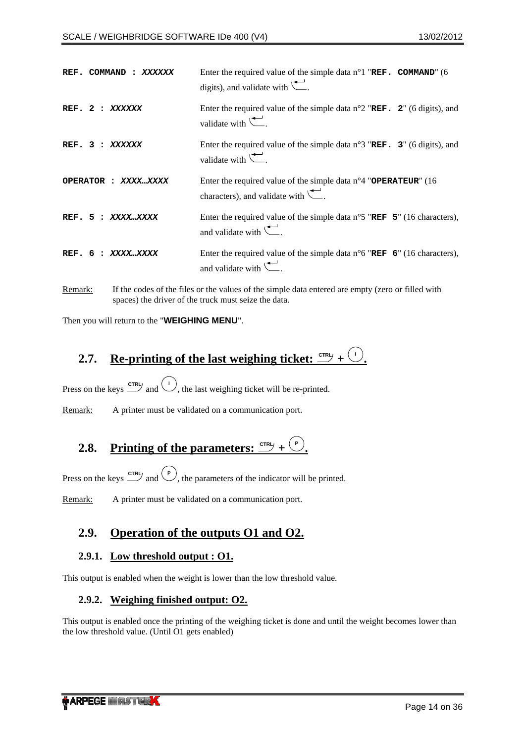| | |
|---|---|
| **REF. COMMAND : *XXXXXX*** | Enter the required value of the simple data n°1 "**REF. COMMAND**" (6 digits), and validate with ↵. |
| **REF. 2 : *XXXXXX*** | Enter the required value of the simple data n°2 "**REF. 2**" (6 digits), and validate with ↵. |
| **REF. 3 : *XXXXXX*** | Enter the required value of the simple data n°3 "**REF. 3**" (6 digits), and validate with ↵. |
| **OPERATOR : *XXXX…XXXX*** | Enter the required value of the simple data n°4 "**OPERATEUR**" (16 characters), and validate with ↵. |
| **REF. 5 : *XXXX…XXXX*** | Enter the required value of the simple data n°5 "**REF 5**" (16 characters), and validate with ↵. |
| **REF. 6 : *XXXX…XXXX*** | Enter the required value of the simple data n°6 "**REF 6**" (16 characters), and validate with ↵. |

Remark: If the codes of the files or the values of the simple data entered are empty (zero or filled with spaces) the driver of the truck must seize the data.

Then you will return to the "**WEIGHING MENU**".

## 2.7. Re-printing of the last weighing ticket: CTRL + I.

Press on the keys CTRL and I, the last weighing ticket will be re-printed.

Remark: A printer must be validated on a communication port.

## 2.8. Printing of the parameters: CTRL + P.

Press on the keys CTRL and P, the parameters of the indicator will be printed.

Remark: A printer must be validated on a communication port.

## 2.9. Operation of the outputs O1 and O2.

### 2.9.1. Low threshold output : O1.

This output is enabled when the weight is lower than the low threshold value.

### 2.9.2. Weighing finished output: O2.

This output is enabled once the printing of the weighing ticket is done and until the weight becomes lower than the low threshold value. (Until O1 gets enabled)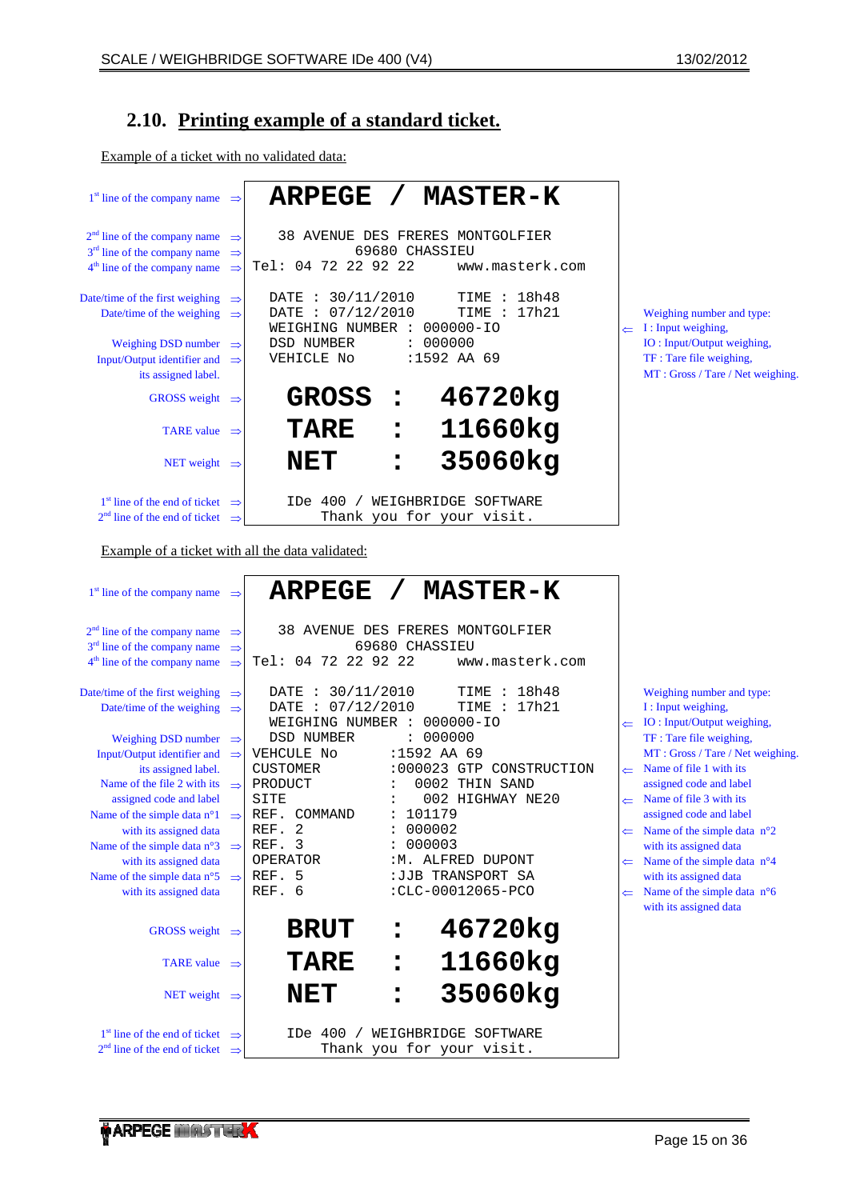## 2.10. Printing example of a standard ticket.

Example of a ticket with no validated data:

| Annotation | Ticket | Annotation |
|---|---|---|
| 1st line of the company name ⇒ | **ARPEGE / MASTER-K** | |
| 2nd line of the company name ⇒ | 38 AVENUE DES FRERES MONTGOLFIER | |
| 3rd line of the company name ⇒ | 69680 CHASSIEU | |
| 4th line of the company name ⇒ | Tel: 04 72 22 92 22 www.masterk.com | |
| Date/time of the first weighing ⇒ | DATE : 30/11/2010 TIME : 18h48 | |
| Date/time of the weighing ⇒ | DATE : 07/12/2010 TIME : 17h21 | |
| | WEIGHING NUMBER : 000000-IO | ⇐ Weighing number and type: I : Input weighing, IO : Input/Output weighing, TF : Tare file weighing, MT : Gross / Tare / Net weighing. |
| Weighing DSD number ⇒ | DSD NUMBER : 000000 | |
| Input/Output identifier and its assigned label. ⇒ | VEHICLE No :1592 AA 69 | |
| GROSS weight ⇒ | **GROSS : 46720kg** | |
| TARE value ⇒ | **TARE : 11660kg** | |
| NET weight ⇒ | **NET : 35060kg** | |
| 1st line of the end of ticket ⇒ | IDe 400 / WEIGHBRIDGE SOFTWARE | |
| 2nd line of the end of ticket ⇒ | Thank you for your visit. | |

Example of a ticket with all the data validated:

| Annotation | Ticket | Annotation |
|---|---|---|
| 1st line of the company name ⇒ | **ARPEGE / MASTER-K** | |
| 2nd line of the company name ⇒ | 38 AVENUE DES FRERES MONTGOLFIER | |
| 3rd line of the company name ⇒ | 69680 CHASSIEU | |
| 4th line of the company name ⇒ | Tel: 04 72 22 92 22 www.masterk.com | |
| Date/time of the first weighing ⇒ | DATE : 30/11/2010 TIME : 18h48 | |
| Date/time of the weighing ⇒ | DATE : 07/12/2010 TIME : 17h21 | |
| | WEIGHING NUMBER : 000000-IO | ⇐ Weighing number and type: I : Input weighing, IO : Input/Output weighing, TF : Tare file weighing, MT : Gross / Tare / Net weighing. |
| Weighing DSD number ⇒ | DSD NUMBER : 000000 | |
| Input/Output identifier and its assigned label. ⇒ | VEHCULE No :1592 AA 69 | |
| | CUSTOMER :000023 GTP CONSTRUCTION | ⇐ Name of file 1 with its assigned code and label |
| Name of the file 2 with its assigned code and label ⇒ | PRODUCT : 0002 THIN SAND | |
| | SITE : 002 HIGHWAY NE20 | ⇐ Name of file 3 with its assigned code and label |
| Name of the simple data n°1 with its assigned data ⇒ | REF. COMMAND : 101179 | |
| | REF. 2 : 000002 | ⇐ Name of the simple data n°2 with its assigned data |
| Name of the simple data n°3 with its assigned data ⇒ | REF. 3 : 000003 | |
| | OPERATOR :M. ALFRED DUPONT | ⇐ Name of the simple data n°4 with its assigned data |
| Name of the simple data n°5 with its assigned data ⇒ | REF. 5 :JJB TRANSPORT SA | |
| | REF. 6 :CLC-00012065-PCO | ⇐ Name of the simple data n°6 with its assigned data |
| GROSS weight ⇒ | **BRUT : 46720kg** | |
| TARE value ⇒ | **TARE : 11660kg** | |
| NET weight ⇒ | **NET : 35060kg** | |
| 1st line of the end of ticket ⇒ | IDe 400 / WEIGHBRIDGE SOFTWARE | |
| 2nd line of the end of ticket ⇒ | Thank you for your visit. | |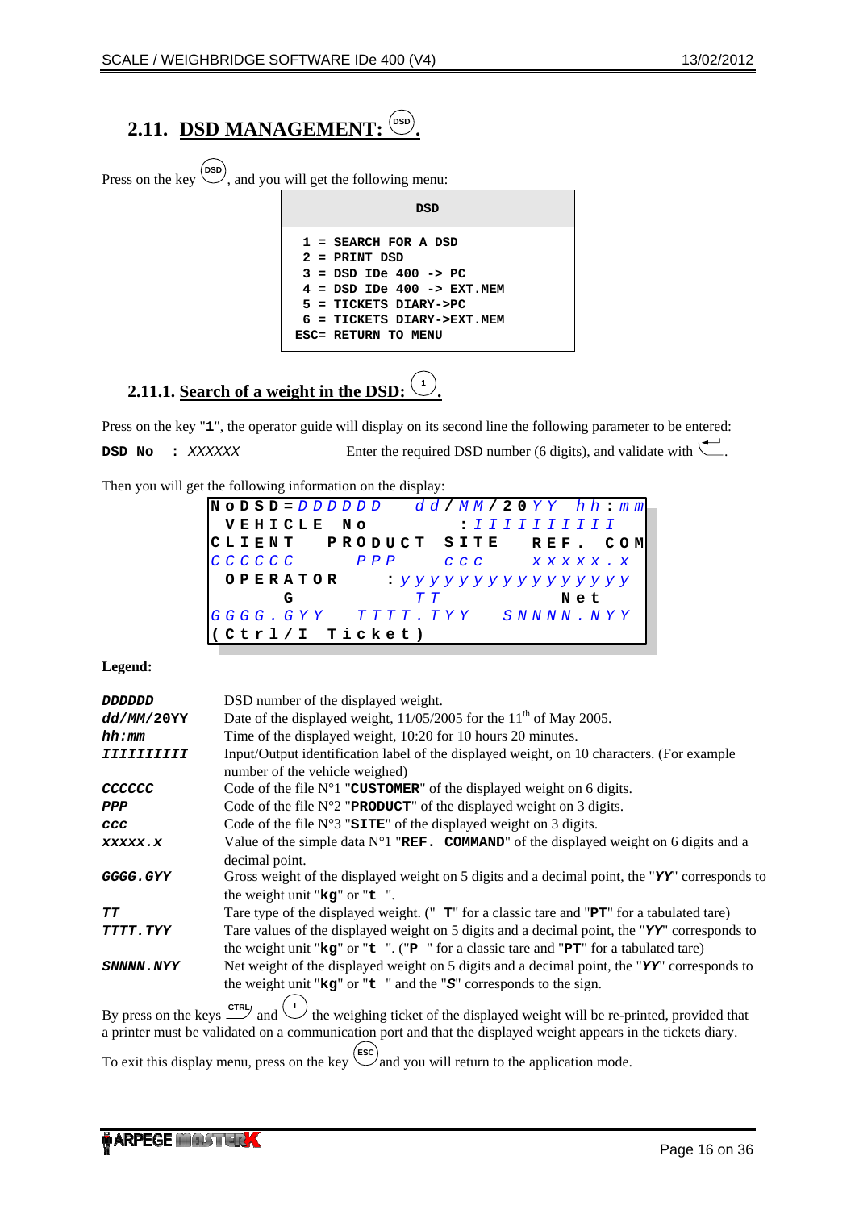## 2.11. DSD MANAGEMENT: (DSD).

Press on the key (DSD), and you will get the following menu:

```
DSD

 1 = SEARCH FOR A DSD
 2 = PRINT DSD
 3 = DSD IDe 400 -> PC
 4 = DSD IDe 400 -> EXT.MEM
 5 = TICKETS DIARY->PC
 6 = TICKETS DIARY->EXT.MEM
ESC= RETURN TO MENU
```

### 2.11.1. Search of a weight in the DSD: (1).

Press on the key "**1**", the operator guide will display on its second line the following parameter to be entered:

**DSD No : *XXXXXX*** Enter the required DSD number (6 digits), and validate with ↵.

Then you will get the following information on the display:

```
NoDSD=DDDDDD  dd/MM/20YY  hh:mm
 VEHICLE No       :IIIIIIIIII
CLIENT  PRODUCT  SITE  REF. COM
CCCCCC    PPP     ccc    xxxxx.x
 OPERATOR    :yyyyyyyyyyyyyyy
     G          TT          Net
GGGG.GYY   TTTT.TYY   SNNNN.NYY
(Ctrl/I Ticket)
```

**Legend:**

| | |
|---|---|
| ***DDDDDD*** | DSD number of the displayed weight. |
| ***dd/MM/*20*YY*** | Date of the displayed weight, 11/05/2005 for the 11th of May 2005. |
| ***hh:mm*** | Time of the displayed weight, 10:20 for 10 hours 20 minutes. |
| ***IIIIIIIIII*** | Input/Output identification label of the displayed weight, on 10 characters. (For example number of the vehicle weighed) |
| ***CCCCCC*** | Code of the file N°1 "**CUSTOMER**" of the displayed weight on 6 digits. |
| ***PPP*** | Code of the file N°2 "**PRODUCT**" of the displayed weight on 3 digits. |
| ***ccc*** | Code of the file N°3 "**SITE**" of the displayed weight on 3 digits. |
| ***xxxxx.x*** | Value of the simple data N°1 "**REF. COMMAND**" of the displayed weight on 6 digits and a decimal point. |
| ***GGGG.GYY*** | Gross weight of the displayed weight on 5 digits and a decimal point, the "***YY***" corresponds to the weight unit "**kg**" or "**t** ". |
| ***TT*** | Tare type of the displayed weight. (" **T**" for a classic tare and "**PT**" for a tabulated tare) |
| ***TTTT.TYY*** | Tare values of the displayed weight on 5 digits and a decimal point, the "***YY***" corresponds to the weight unit "**kg**" or "**t** ". ("**P** " for a classic tare and "**PT**" for a tabulated tare) |
| ***SNNNN.NYY*** | Net weight of the displayed weight on 5 digits and a decimal point, the "***YY***" corresponds to the weight unit "**kg**" or "**t** " and the "***S***" corresponds to the sign. |

By press on the keys (CTRL) and (I) the weighing ticket of the displayed weight will be re-printed, provided that a printer must be validated on a communication port and that the displayed weight appears in the tickets diary.

To exit this display menu, press on the key (ESC) and you will return to the application mode.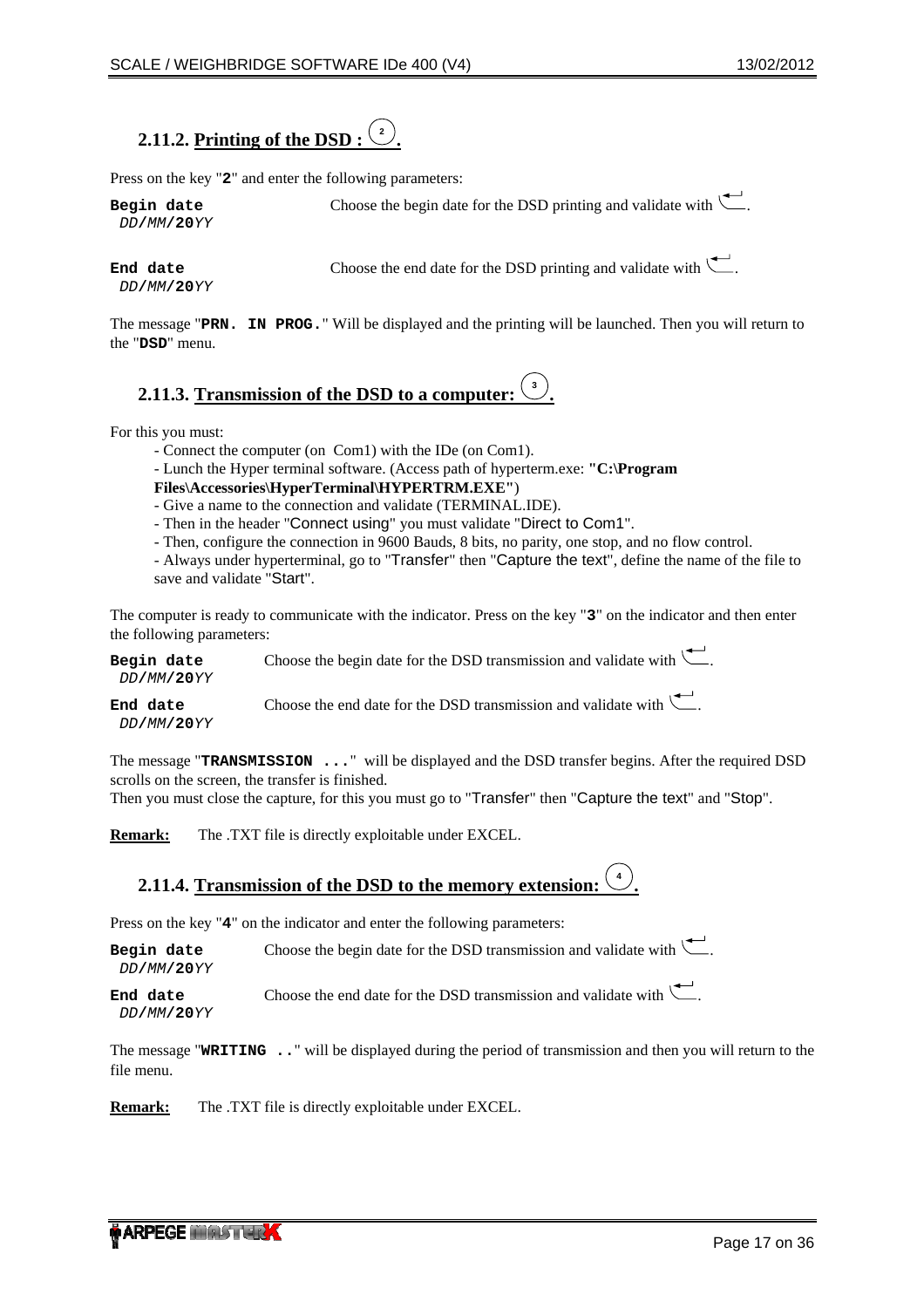### 2.11.2. Printing of the DSD : (2).

Press on the key "**2**" and enter the following parameters:

**Begin date** *DD/MM/***20***YY* — Choose the begin date for the DSD printing and validate with ↵.

**End date** *DD/MM/***20***YY* — Choose the end date for the DSD printing and validate with ↵.

The message "**PRN. IN PROG.**" Will be displayed and the printing will be launched. Then you will return to the "**DSD**" menu.

### 2.11.3. Transmission of the DSD to a computer: (3).

For this you must:

- Connect the computer (on Com1) with the IDe (on Com1).
- Lunch the Hyper terminal software. (Access path of hyperterm.exe: **"C:\Program Files\Accessories\HyperTerminal\HYPERTRM.EXE"**)
- Give a name to the connection and validate (TERMINAL.IDE).
- Then in the header "Connect using" you must validate "Direct to Com1".
- Then, configure the connection in 9600 Bauds, 8 bits, no parity, one stop, and no flow control.
- Always under hyperterminal, go to "Transfer" then "Capture the text", define the name of the file to save and validate "Start".

The computer is ready to communicate with the indicator. Press on the key "**3**" on the indicator and then enter the following parameters:

**Begin date** *DD/MM/***20***YY* — Choose the begin date for the DSD transmission and validate with ↵.

**End date** *DD/MM/***20***YY* — Choose the end date for the DSD transmission and validate with ↵.

The message "**TRANSMISSION ...**" will be displayed and the DSD transfer begins. After the required DSD scrolls on the screen, the transfer is finished.
Then you must close the capture, for this you must go to "Transfer" then "Capture the text" and "Stop".

**Remark:** The .TXT file is directly exploitable under EXCEL.

### 2.11.4. Transmission of the DSD to the memory extension: (4).

Press on the key "**4**" on the indicator and enter the following parameters:

**Begin date** *DD/MM/***20***YY* — Choose the begin date for the DSD transmission and validate with ↵.

**End date** *DD/MM/***20***YY* — Choose the end date for the DSD transmission and validate with ↵.

The message "**WRITING ..**" will be displayed during the period of transmission and then you will return to the file menu.

**Remark:** The .TXT file is directly exploitable under EXCEL.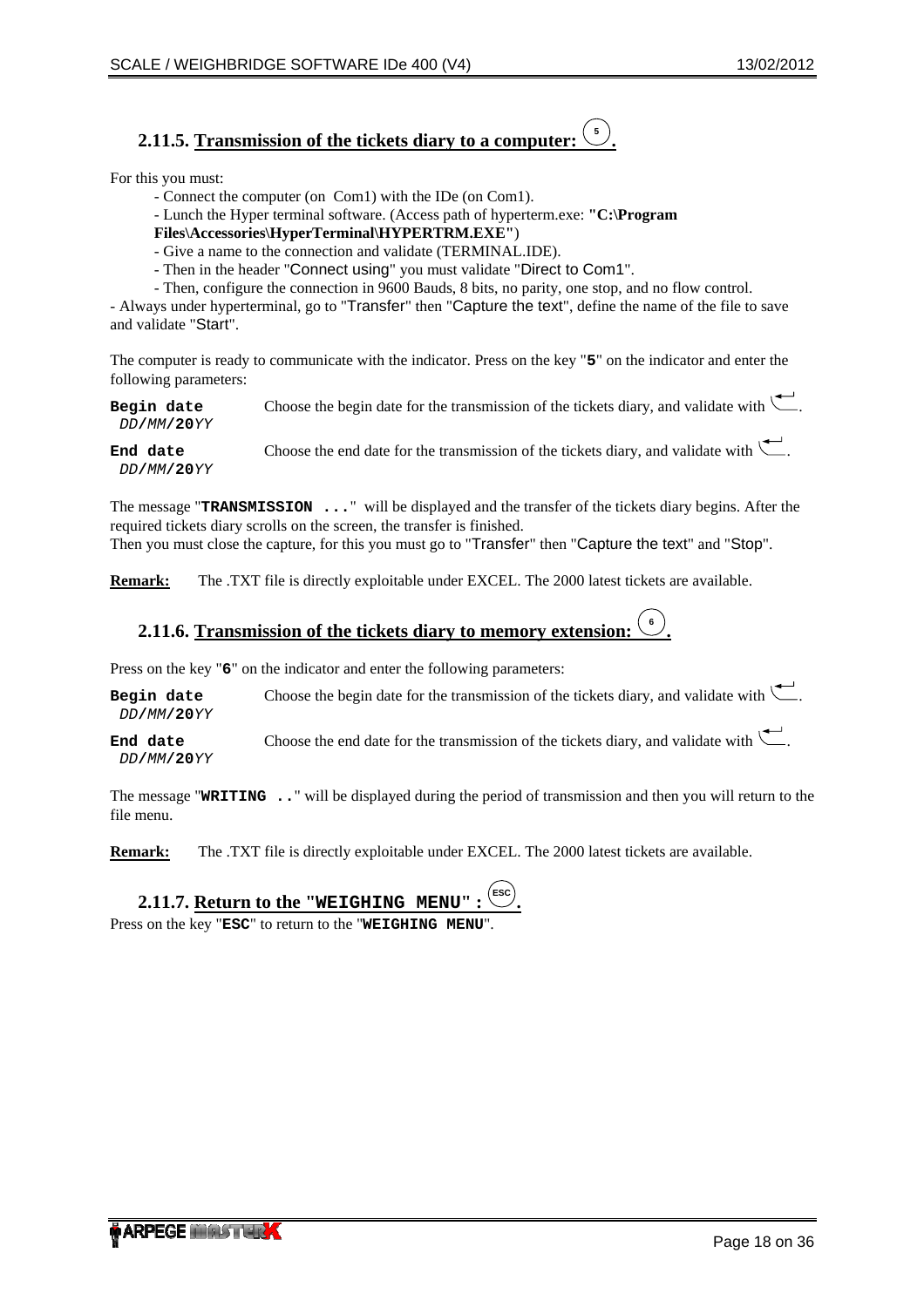### 2.11.5. Transmission of the tickets diary to a computer: (5).

For this you must:

- Connect the computer (on Com1) with the IDe (on Com1).
- Lunch the Hyper terminal software. (Access path of hyperterm.exe: **"C:\Program Files\Accessories\HyperTerminal\HYPERTRM.EXE"**)
- Give a name to the connection and validate (TERMINAL.IDE).
- Then in the header "Connect using" you must validate "Direct to Com1".
- Then, configure the connection in 9600 Bauds, 8 bits, no parity, one stop, and no flow control.

- Always under hyperterminal, go to "Transfer" then "Capture the text", define the name of the file to save and validate "Start".

The computer is ready to communicate with the indicator. Press on the key "**5**" on the indicator and enter the following parameters:

**Begin date** *DD/MM/***20***YY* — Choose the begin date for the transmission of the tickets diary, and validate with ↵.

**End date** *DD/MM/***20***YY* — Choose the end date for the transmission of the tickets diary, and validate with ↵.

The message "**TRANSMISSION ...**" will be displayed and the transfer of the tickets diary begins. After the required tickets diary scrolls on the screen, the transfer is finished.
Then you must close the capture, for this you must go to "Transfer" then "Capture the text" and "Stop".

**Remark:** The .TXT file is directly exploitable under EXCEL. The 2000 latest tickets are available.

### 2.11.6. Transmission of the tickets diary to memory extension: (6).

Press on the key "**6**" on the indicator and enter the following parameters:

**Begin date** *DD/MM/***20***YY* — Choose the begin date for the transmission of the tickets diary, and validate with ↵.

**End date** *DD/MM/***20***YY* — Choose the end date for the transmission of the tickets diary, and validate with ↵.

The message "**WRITING ..**" will be displayed during the period of transmission and then you will return to the file menu.

**Remark:** The .TXT file is directly exploitable under EXCEL. The 2000 latest tickets are available.

### 2.11.7. Return to the "WEIGHING MENU" : (ESC).

Press on the key "**ESC**" to return to the "**WEIGHING MENU**".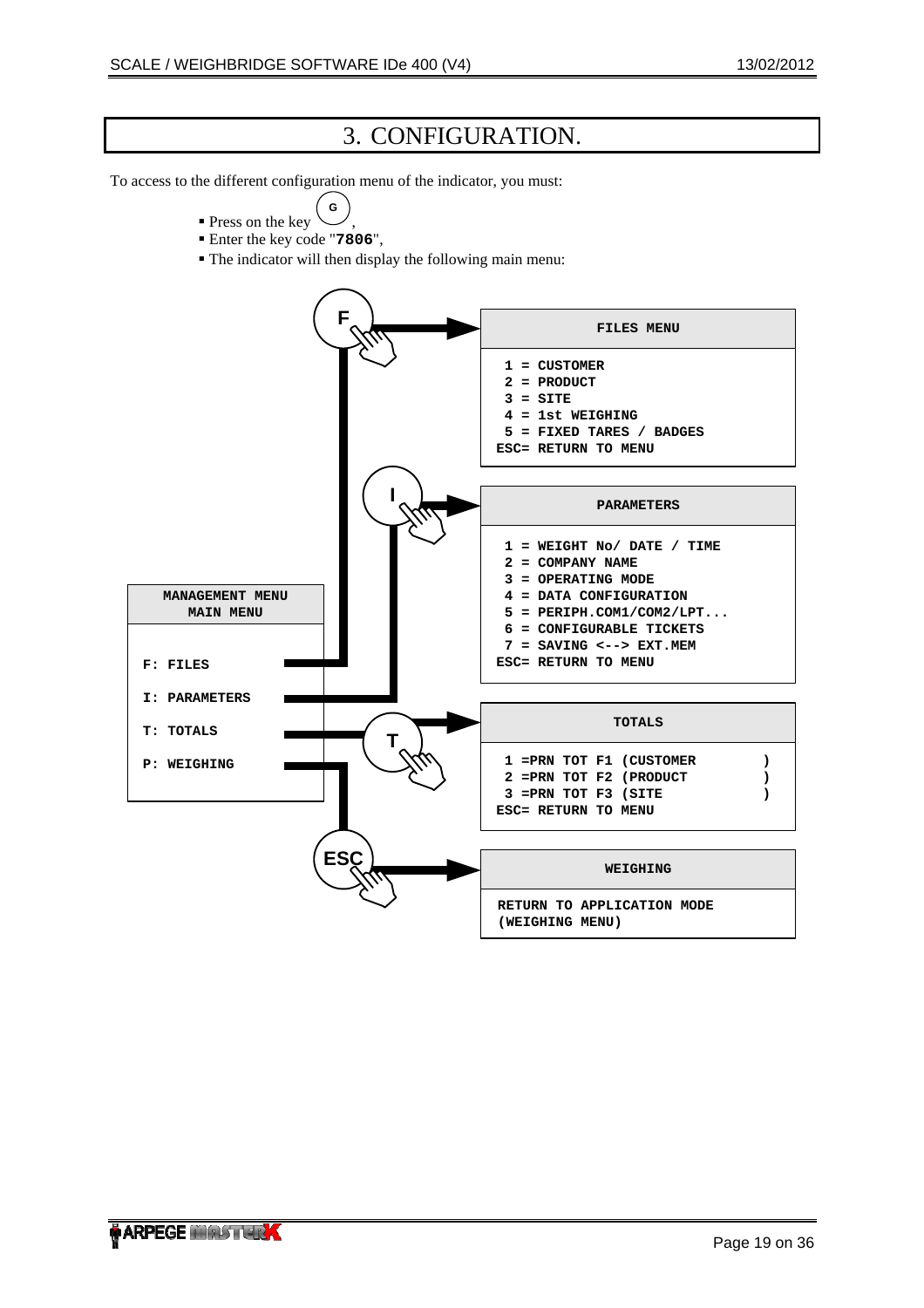# 3. CONFIGURATION.

To access to the different configuration menu of the indicator, you must:

- Press on the key (G),
- Enter the key code "**7806**",
- The indicator will then display the following main menu:

**MANAGEMENT MENU**
**MAIN MENU**

- F: FILES
- I: PARAMETERS
- T: TOTALS
- P: WEIGHING

**F** → **FILES MENU**

```
 1 = CUSTOMER
 2 = PRODUCT
 3 = SITE
 4 = 1st WEIGHING
 5 = FIXED TARES / BADGES
ESC= RETURN TO MENU
```

**I** → **PARAMETERS**

```
 1 = WEIGHT No/ DATE / TIME
 2 = COMPANY NAME
 3 = OPERATING MODE
 4 = DATA CONFIGURATION
 5 = PERIPH.COM1/COM2/LPT...
 6 = CONFIGURABLE TICKETS
 7 = SAVING <--> EXT.MEM
ESC= RETURN TO MENU
```

**T** → **TOTALS**

```
 1 =PRN TOT F1 (CUSTOMER       )
 2 =PRN TOT F2 (PRODUCT        )
 3 =PRN TOT F3 (SITE           )
ESC= RETURN TO MENU
```

**ESC** → **WEIGHING**

```
RETURN TO APPLICATION MODE
(WEIGHING MENU)
```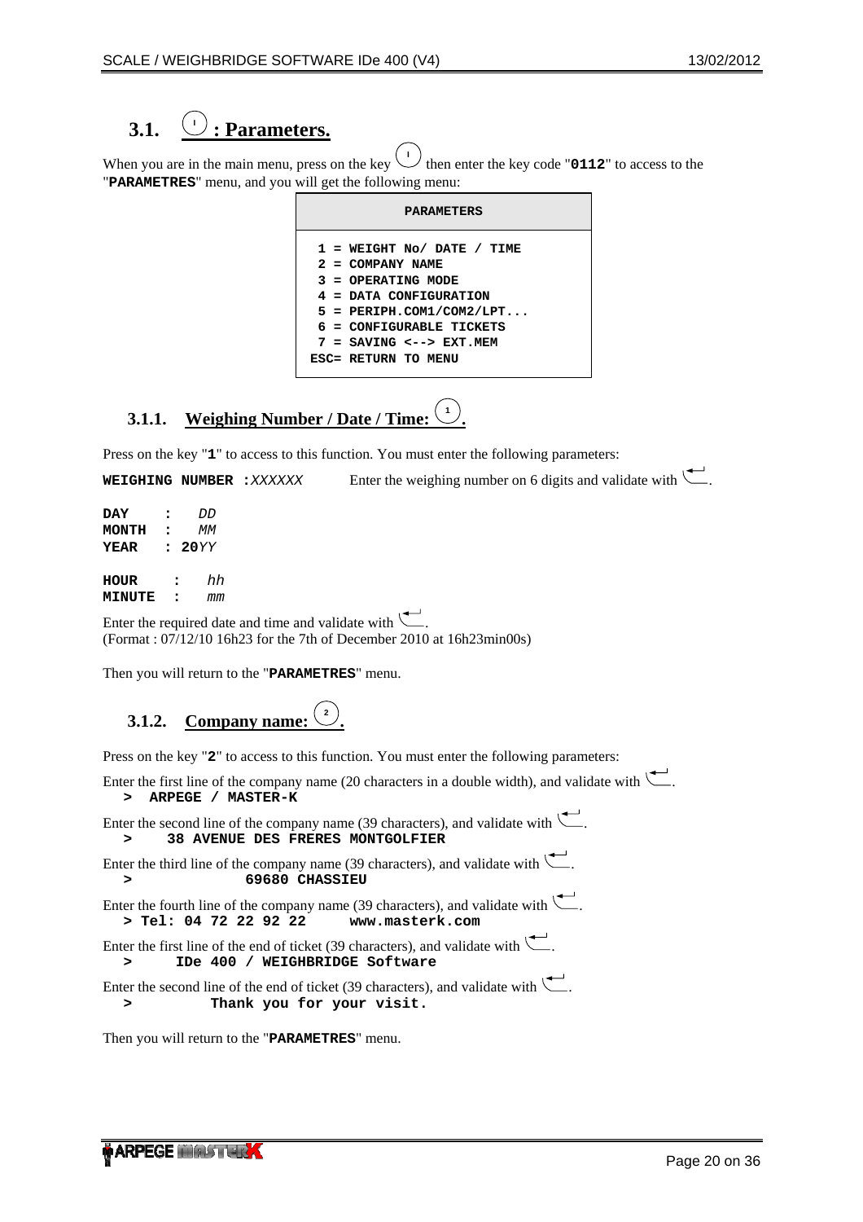## 3.1. (I) : Parameters.

When you are in the main menu, press on the key (I) then enter the key code "**0112**" to access to the "**PARAMETRES**" menu, and you will get the following menu:

```
PARAMETERS

 1 = WEIGHT No/ DATE / TIME
 2 = COMPANY NAME
 3 = OPERATING MODE
 4 = DATA CONFIGURATION
 5 = PERIPH.COM1/COM2/LPT...
 6 = CONFIGURABLE TICKETS
 7 = SAVING <--> EXT.MEM
ESC= RETURN TO MENU
```

### 3.1.1. Weighing Number / Date / Time: (1).

Press on the key "**1**" to access to this function. You must enter the following parameters:

**WEIGHING NUMBER :***XXXXXX* Enter the weighing number on 6 digits and validate with ↵.

```
DAY    :  DD
MONTH  :  MM
YEAR   : 20YY

HOUR    :  hh
MINUTE  :  mm
```

Enter the required date and time and validate with ↵.
(Format : 07/12/10 16h23 for the 7th of December 2010 at 16h23min00s)

Then you will return to the "**PARAMETRES**" menu.

### 3.1.2. Company name: (2).

Press on the key "**2**" to access to this function. You must enter the following parameters:

Enter the first line of the company name (20 characters in a double width), and validate with ↵.
```
>  ARPEGE / MASTER-K
```

Enter the second line of the company name (39 characters), and validate with ↵.
```
>    38 AVENUE DES FRERES MONTGOLFIER
```

Enter the third line of the company name (39 characters), and validate with ↵.
```
>             69680 CHASSIEU
```

Enter the fourth line of the company name (39 characters), and validate with ↵.
```
> Tel: 04 72 22 92 22     www.masterk.com
```

Enter the first line of the end of ticket (39 characters), and validate with ↵.
```
>     IDe 400 / WEIGHBRIDGE Software
```

Enter the second line of the end of ticket (39 characters), and validate with ↵.
```
>         Thank you for your visit.
```

Then you will return to the "**PARAMETRES**" menu.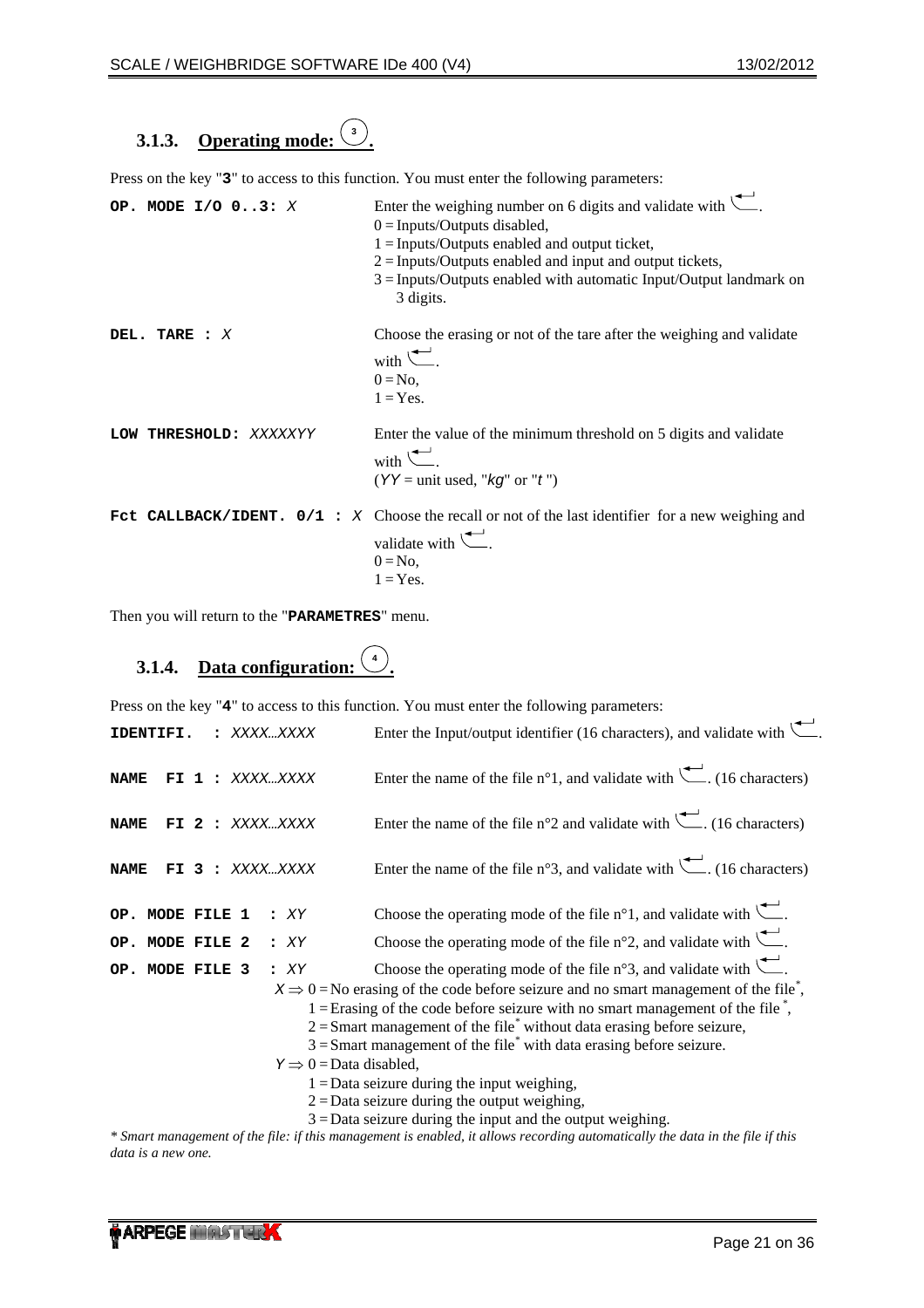### 3.1.3. Operating mode: (3).

Press on the key "**3**" to access to this function. You must enter the following parameters:

**OP. MODE I/O 0..3:** *X* — Enter the weighing number on 6 digits and validate with ↵.
0 = Inputs/Outputs disabled,
1 = Inputs/Outputs enabled and output ticket,
2 = Inputs/Outputs enabled and input and output tickets,
3 = Inputs/Outputs enabled with automatic Input/Output landmark on 3 digits.

**DEL. TARE :** *X* — Choose the erasing or not of the tare after the weighing and validate with ↵.
0 = No,
1 = Yes.

**LOW THRESHOLD:** *XXXXXYY* — Enter the value of the minimum threshold on 5 digits and validate with ↵.
(*YY* = unit used, "*kg*" or "*t* ")

**Fct CALLBACK/IDENT. 0/1 :** *X* — Choose the recall or not of the last identifier for a new weighing and validate with ↵.
0 = No,
1 = Yes.

Then you will return to the "**PARAMETRES**" menu.

### 3.1.4. Data configuration: (4).

Press on the key "**4**" to access to this function. You must enter the following parameters:

**IDENTIFI. :** *XXXX…XXXX* — Enter the Input/output identifier (16 characters), and validate with ↵.

**NAME FI 1 :** *XXXX…XXXX* — Enter the name of the file n°1, and validate with ↵. (16 characters)

**NAME FI 2 :** *XXXX…XXXX* — Enter the name of the file n°2 and validate with ↵. (16 characters)

**NAME FI 3 :** *XXXX…XXXX* — Enter the name of the file n°3, and validate with ↵. (16 characters)

**OP. MODE FILE 1 :** *XY* — Choose the operating mode of the file n°1, and validate with ↵.

**OP. MODE FILE 2 :** *XY* — Choose the operating mode of the file n°2, and validate with ↵.

**OP. MODE FILE 3 :** *XY* — Choose the operating mode of the file n°3, and validate with ↵.

*X* ⇒ 0 = No erasing of the code before seizure and no smart management of the file*,
1 = Erasing of the code before seizure with no smart management of the file *,
2 = Smart management of the file* without data erasing before seizure,
3 = Smart management of the file* with data erasing before seizure.

*Y* ⇒ 0 = Data disabled,
1 = Data seizure during the input weighing,
2 = Data seizure during the output weighing,
3 = Data seizure during the input and the output weighing.

*\* Smart management of the file: if this management is enabled, it allows recording automatically the data in the file if this data is a new one.*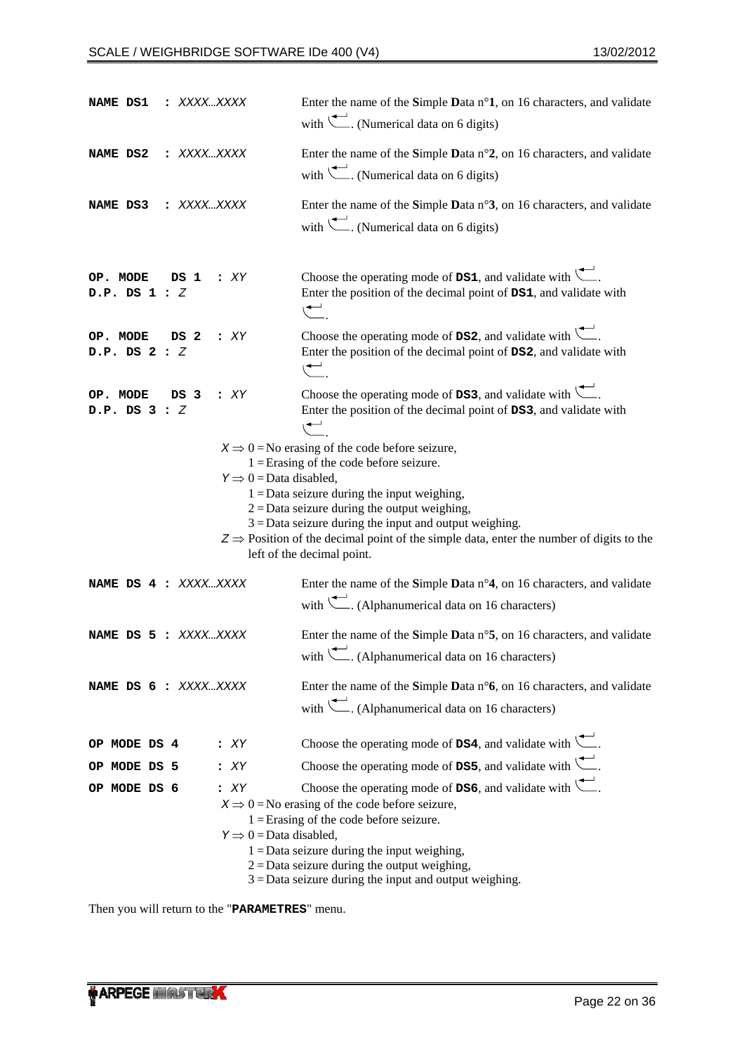**NAME DS1 :** *XXXX…XXXX* — Enter the name of the **S**imple **D**ata n°**1**, on 16 characters, and validate with ↵. (Numerical data on 6 digits)

**NAME DS2 :** *XXXX…XXXX* — Enter the name of the **S**imple **D**ata n°**2**, on 16 characters, and validate with ↵. (Numerical data on 6 digits)

**NAME DS3 :** *XXXX…XXXX* — Enter the name of the **S**imple **D**ata n°**3**, on 16 characters, and validate with ↵. (Numerical data on 6 digits)

**OP. MODE DS 1 :** *XY* — Choose the operating mode of **DS1**, and validate with ↵.
**D.P. DS 1 :** *Z* — Enter the position of the decimal point of **DS1**, and validate with ↵.

**OP. MODE DS 2 :** *XY* — Choose the operating mode of **DS2**, and validate with ↵.
**D.P. DS 2 :** *Z* — Enter the position of the decimal point of **DS2**, and validate with ↵.

**OP. MODE DS 3 :** *XY* — Choose the operating mode of **DS3**, and validate with ↵.
**D.P. DS 3 :** *Z* — Enter the position of the decimal point of **DS3**, and validate with ↵.

$X \Rightarrow$ 0 = No erasing of the code before seizure,
1 = Erasing of the code before seizure.

$Y \Rightarrow$ 0 = Data disabled,
1 = Data seizure during the input weighing,
2 = Data seizure during the output weighing,
3 = Data seizure during the input and output weighing.

$Z \Rightarrow$ Position of the decimal point of the simple data, enter the number of digits to the left of the decimal point.

**NAME DS 4 :** *XXXX…XXXX* — Enter the name of the **S**imple **D**ata n°**4**, on 16 characters, and validate with ↵. (Alphanumerical data on 16 characters)

**NAME DS 5 :** *XXXX…XXXX* — Enter the name of the **S**imple **D**ata n°**5**, on 16 characters, and validate with ↵. (Alphanumerical data on 16 characters)

**NAME DS 6 :** *XXXX…XXXX* — Enter the name of the **S**imple **D**ata n°**6**, on 16 characters, and validate with ↵. (Alphanumerical data on 16 characters)

**OP MODE DS 4 :** *XY* — Choose the operating mode of **DS4**, and validate with ↵.
**OP MODE DS 5 :** *XY* — Choose the operating mode of **DS5**, and validate with ↵.
**OP MODE DS 6 :** *XY* — Choose the operating mode of **DS6**, and validate with ↵.

$X \Rightarrow$ 0 = No erasing of the code before seizure,
1 = Erasing of the code before seizure.

$Y \Rightarrow$ 0 = Data disabled,
1 = Data seizure during the input weighing,
2 = Data seizure during the output weighing,
3 = Data seizure during the input and output weighing.

Then you will return to the "**PARAMETRES**" menu.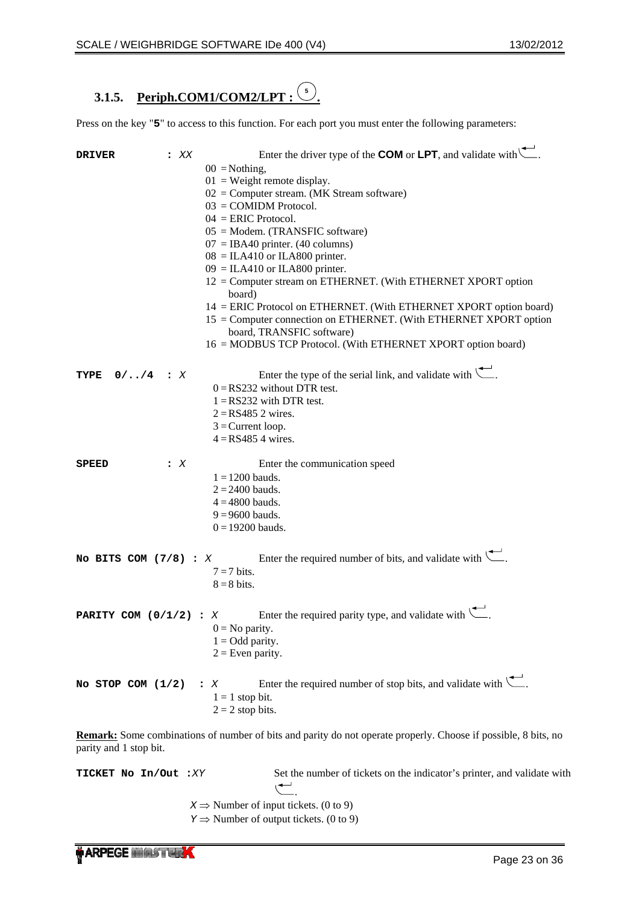### 3.1.5. Periph.COM1/COM2/LPT : (5).

Press on the key "**5**" to access to this function. For each port you must enter the following parameters:

**DRIVER : XX** Enter the driver type of the **COM** or **LPT**, and validate with ↵.

- 00 = Nothing,
- 01 = Weight remote display.
- 02 = Computer stream. (MK Stream software)
- 03 = COMIDM Protocol.
- 04 = ERIC Protocol.
- 05 = Modem. (TRANSFIC software)
- 07 = IBA40 printer. (40 columns)
- 08 = ILA410 or ILA800 printer.
- 09 = ILA410 or ILA800 printer.
- 12 = Computer stream on ETHERNET. (With ETHERNET XPORT option board)
- 14 = ERIC Protocol on ETHERNET. (With ETHERNET XPORT option board)
- 15 = Computer connection on ETHERNET. (With ETHERNET XPORT option board, TRANSFIC software)
- 16 = MODBUS TCP Protocol. (With ETHERNET XPORT option board)

**TYPE 0/../4 : X** Enter the type of the serial link, and validate with ↵.

- 0 = RS232 without DTR test.
- 1 = RS232 with DTR test.
- 2 = RS485 2 wires.
- 3 = Current loop.
- 4 = RS485 4 wires.

**SPEED : X** Enter the communication speed

- 1 = 1200 bauds.
- 2 = 2400 bauds.
- 4 = 4800 bauds.
- 9 = 9600 bauds.
- 0 = 19200 bauds.

**No BITS COM (7/8) : X** Enter the required number of bits, and validate with ↵.

- 7 = 7 bits.
- 8 = 8 bits.

**PARITY COM (0/1/2) : X** Enter the required parity type, and validate with ↵.

- 0 = No parity.
- 1 = Odd parity.
- 2 = Even parity.

**No STOP COM (1/2) : X** Enter the required number of stop bits, and validate with ↵.

- 1 = 1 stop bit.
- 2 = 2 stop bits.

**Remark:** Some combinations of number of bits and parity do not operate properly. Choose if possible, 8 bits, no parity and 1 stop bit.

**TICKET No In/Out :XY** Set the number of tickets on the indicator's printer, and validate with ↵.

- X ⇒ Number of input tickets. (0 to 9)
- Y ⇒ Number of output tickets. (0 to 9)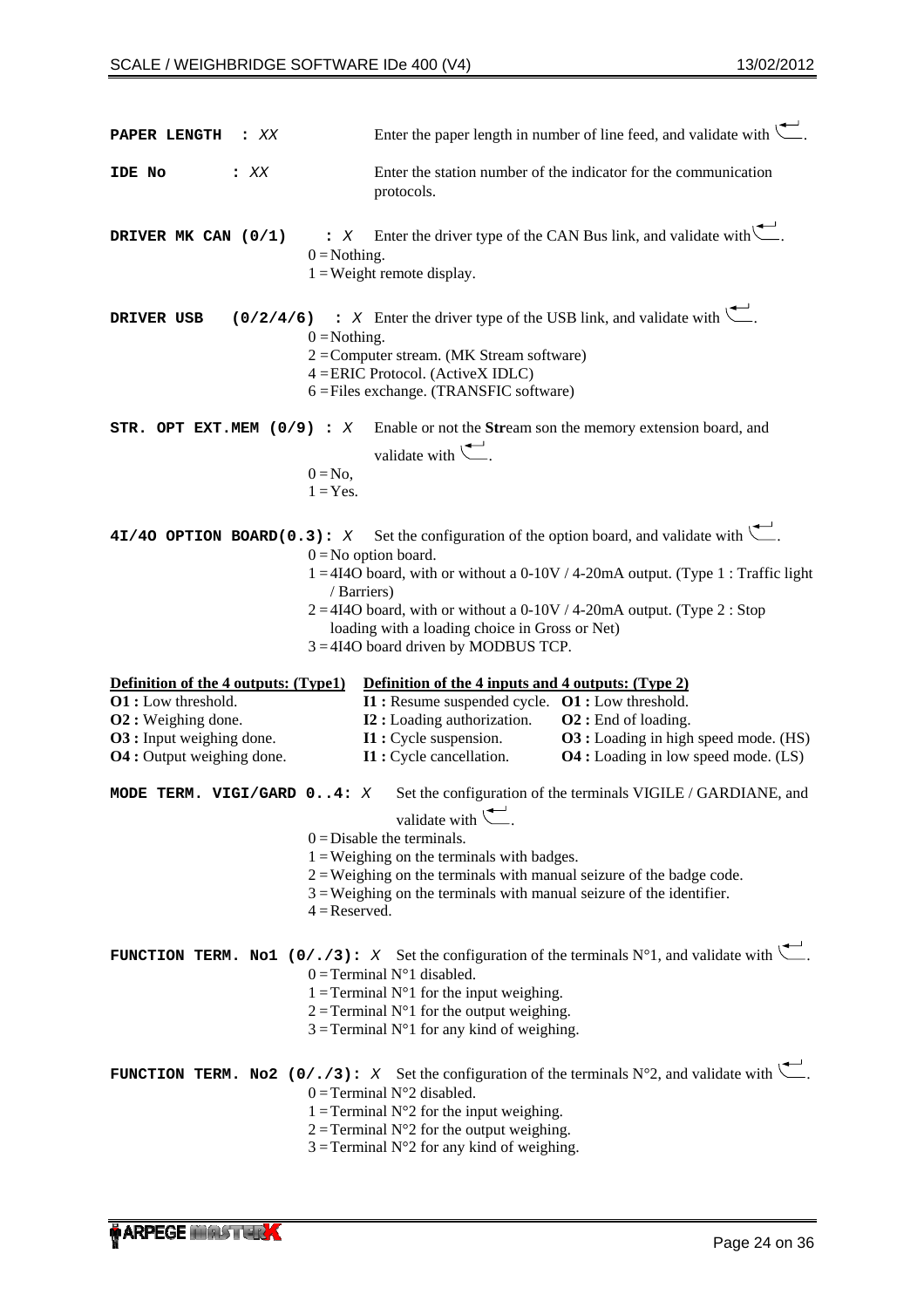**PAPER LENGTH : *XX*** Enter the paper length in number of line feed, and validate with ↵.

**IDE No : *XX*** Enter the station number of the indicator for the communication protocols.

**DRIVER MK CAN (0/1) : *X*** Enter the driver type of the CAN Bus link, and validate with ↵.

- 0 = Nothing.
- 1 = Weight remote display.

**DRIVER USB (0/2/4/6) : *X*** Enter the driver type of the USB link, and validate with ↵.

- 0 = Nothing.
- 2 = Computer stream. (MK Stream software)
- 4 = ERIC Protocol. (ActiveX IDLC)
- 6 = Files exchange. (TRANSFIC software)

**STR. OPT EXT.MEM (0/9) : *X*** Enable or not the **Str**eam son the memory extension board, and validate with ↵.

- 0 = No,
- 1 = Yes.

**4I/4O OPTION BOARD(0.3): *X*** Set the configuration of the option board, and validate with ↵.

- 0 = No option board.
- 1 = 4I4O board, with or without a 0-10V / 4-20mA output. (Type 1 : Traffic light / Barriers)
- 2 = 4I4O board, with or without a 0-10V / 4-20mA output. (Type 2 : Stop loading with a loading choice in Gross or Net)
- 3 = 4I4O board driven by MODBUS TCP.

**Definition of the 4 outputs: (Type1)**

- **O1 :** Low threshold.
- **O2 :** Weighing done.
- **O3 :** Input weighing done.
- **O4 :** Output weighing done.

**Definition of the 4 inputs and 4 outputs: (Type 2)**

| | |
|---|---|
| **I1 :** Resume suspended cycle. | **O1 :** Low threshold. |
| **I2 :** Loading authorization. | **O2 :** End of loading. |
| **I1 :** Cycle suspension. | **O3 :** Loading in high speed mode. (HS) |
| **I1 :** Cycle cancellation. | **O4 :** Loading in low speed mode. (LS) |

**MODE TERM. VIGI/GARD 0..4: *X*** Set the configuration of the terminals VIGILE / GARDIANE, and validate with ↵.

- 0 = Disable the terminals.
- 1 = Weighing on the terminals with badges.
- 2 = Weighing on the terminals with manual seizure of the badge code.
- 3 = Weighing on the terminals with manual seizure of the identifier.
- 4 = Reserved.

**FUNCTION TERM. No1 (0/./3): *X*** Set the configuration of the terminals N°1, and validate with ↵.

- 0 = Terminal N°1 disabled.
- 1 = Terminal N°1 for the input weighing.
- 2 = Terminal N°1 for the output weighing.
- 3 = Terminal N°1 for any kind of weighing.

**FUNCTION TERM. No2 (0/./3): *X*** Set the configuration of the terminals N°2, and validate with ↵.

- 0 = Terminal N°2 disabled.
- 1 = Terminal N°2 for the input weighing.
- 2 = Terminal N°2 for the output weighing.
- 3 = Terminal N°2 for any kind of weighing.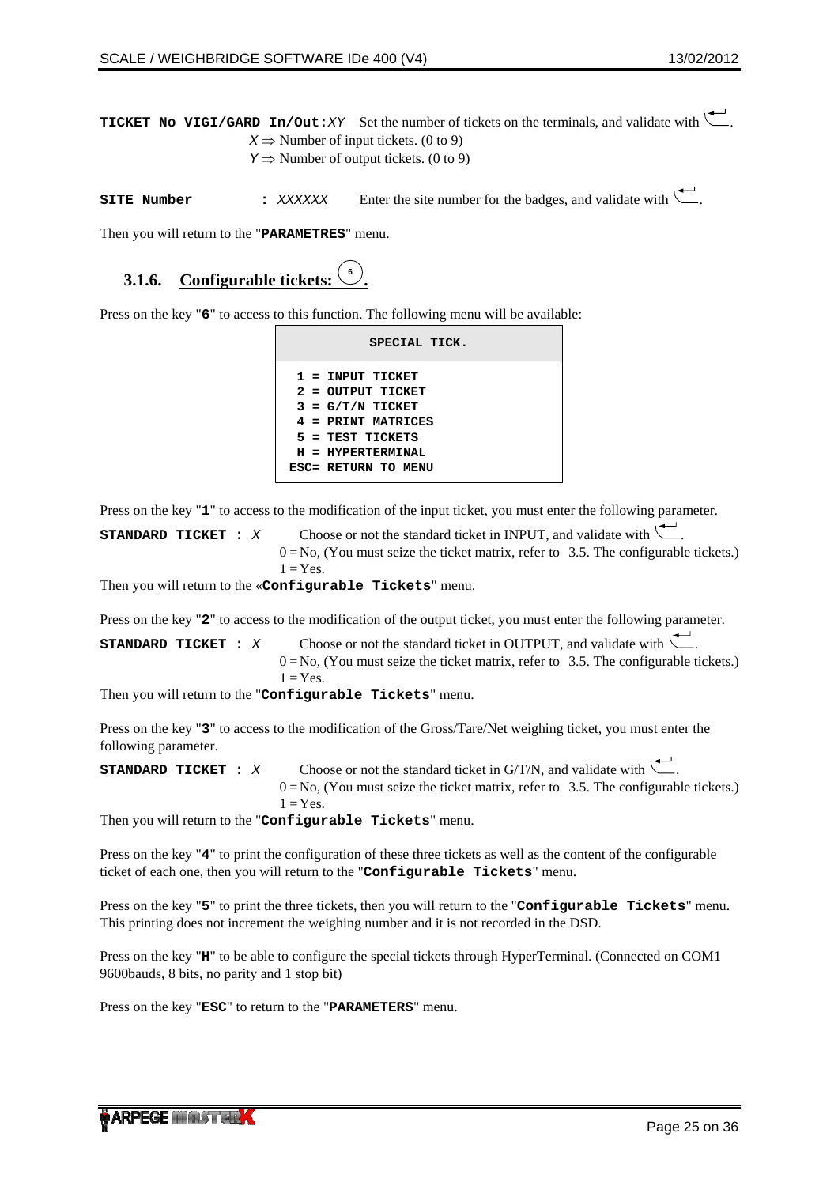**TICKET No VIGI/GARD In/Out:** *XY* Set the number of tickets on the terminals, and validate with ↵.

*X* ⇒ Number of input tickets. (0 to 9)

*Y* ⇒ Number of output tickets. (0 to 9)

**SITE Number :** *XXXXXX* Enter the site number for the badges, and validate with ↵.

Then you will return to the "**PARAMETRES**" menu.

### 3.1.6. Configurable tickets: (6).

Press on the key "**6**" to access to this function. The following menu will be available:

```
SPECIAL TICK.

 1 = INPUT TICKET
 2 = OUTPUT TICKET
 3 = G/T/N TICKET
 4 = PRINT MATRICES
 5 = TEST TICKETS
 H = HYPERTERMINAL
ESC= RETURN TO MENU
```

Press on the key "**1**" to access to the modification of the input ticket, you must enter the following parameter.

**STANDARD TICKET :** *X* Choose or not the standard ticket in INPUT, and validate with ↵.

0 = No, (You must seize the ticket matrix, refer to 3.5. The configurable tickets.)

1 = Yes.

Then you will return to the «**Configurable Tickets**" menu.

Press on the key "**2**" to access to the modification of the output ticket, you must enter the following parameter.

**STANDARD TICKET :** *X* Choose or not the standard ticket in OUTPUT, and validate with ↵.

0 = No, (You must seize the ticket matrix, refer to 3.5. The configurable tickets.)

1 = Yes.

Then you will return to the "**Configurable Tickets**" menu.

Press on the key "**3**" to access to the modification of the Gross/Tare/Net weighing ticket, you must enter the following parameter.

**STANDARD TICKET :** *X* Choose or not the standard ticket in G/T/N, and validate with ↵.

0 = No, (You must seize the ticket matrix, refer to 3.5. The configurable tickets.)

1 = Yes.

Then you will return to the "**Configurable Tickets**" menu.

Press on the key "**4**" to print the configuration of these three tickets as well as the content of the configurable ticket of each one, then you will return to the "**Configurable Tickets**" menu.

Press on the key "**5**" to print the three tickets, then you will return to the "**Configurable Tickets**" menu. This printing does not increment the weighing number and it is not recorded in the DSD.

Press on the key "**H**" to be able to configure the special tickets through HyperTerminal. (Connected on COM1 9600bauds, 8 bits, no parity and 1 stop bit)

Press on the key "**ESC**" to return to the "**PARAMETERS**" menu.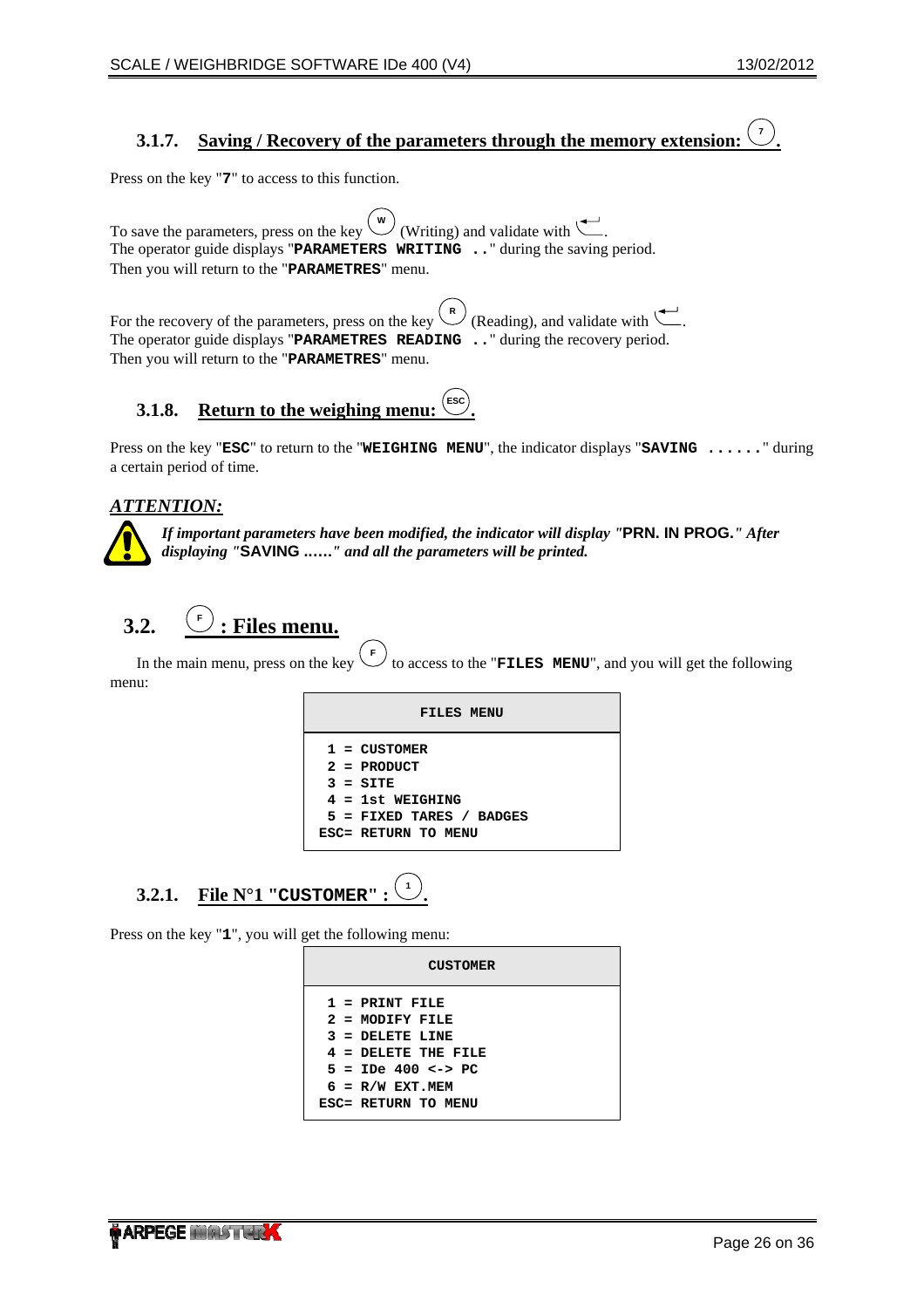### 3.1.7. Saving / Recovery of the parameters through the memory extension: (7).

Press on the key "**7**" to access to this function.

To save the parameters, press on the key (W) (Writing) and validate with ↵.
The operator guide displays "**PARAMETERS WRITING ..**" during the saving period.
Then you will return to the "**PARAMETRES**" menu.

For the recovery of the parameters, press on the key (R) (Reading), and validate with ↵.
The operator guide displays "**PARAMETRES READING ..**" during the recovery period.
Then you will return to the "**PARAMETRES**" menu.

### 3.1.8. Return to the weighing menu: (ESC).

Press on the key "**ESC**" to return to the "**WEIGHING MENU**", the indicator displays "**SAVING ......**" during a certain period of time.

***ATTENTION:***

***If important parameters have been modified, the indicator will display "PRN. IN PROG." After displaying "SAVING ……" and all the parameters will be printed.***

## 3.2. (F) : Files menu.

In the main menu, press on the key (F) to access to the "**FILES MENU**", and you will get the following menu:

```
FILES MENU

 1 = CUSTOMER
 2 = PRODUCT
 3 = SITE
 4 = 1st WEIGHING
 5 = FIXED TARES / BADGES
ESC= RETURN TO MENU
```

### 3.2.1. File N°1 "CUSTOMER" : (1).

Press on the key "**1**", you will get the following menu:

```
CUSTOMER

 1 = PRINT FILE
 2 = MODIFY FILE
 3 = DELETE LINE
 4 = DELETE THE FILE
 5 = IDe 400 <-> PC
 6 = R/W EXT.MEM
ESC= RETURN TO MENU
```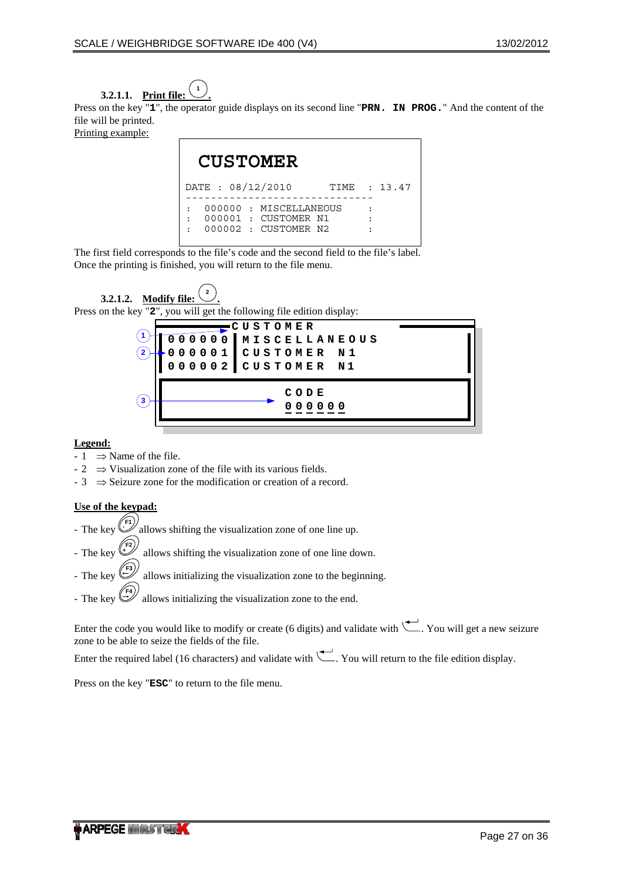#### 3.2.1.1. Print file: (1).

Press on the key "**1**", the operator guide displays on its second line "**PRN. IN PROG.**" And the content of the file will be printed.

Printing example:

```
  CUSTOMER

DATE : 08/12/2010       TIME  : 13.47
-----------------------------
:  000000 : MISCELLANEOUS     :
:  000001 : CUSTOMER N1       :
:  000002 : CUSTOMER N2       :
```

The first field corresponds to the file's code and the second field to the file's label.
Once the printing is finished, you will return to the file menu.

#### 3.2.1.2. Modify file: (2).

Press on the key "**2**", you will get the following file edition display:

```
(1) ---------> CUSTOMER
(2) -> 000000 | MISCELLANEOUS
       000001 | CUSTOMER N1
       000002 | CUSTOMER N1

(3) ------------------> CODE
                        000000
```

**Legend:**

- 1 ⇒ Name of the file.
- 2 ⇒ Visualization zone of the file with its various fields.
- 3 ⇒ Seizure zone for the modification or creation of a record.

**Use of the keypad:**

- The key (F1) allows shifting the visualization zone of one line up.
- The key (F2) allows shifting the visualization zone of one line down.
- The key (F3) allows initializing the visualization zone to the beginning.
- The key (F4) allows initializing the visualization zone to the end.

Enter the code you would like to modify or create (6 digits) and validate with ↵. You will get a new seizure zone to be able to seize the fields of the file.

Enter the required label (16 characters) and validate with ↵. You will return to the file edition display.

Press on the key "**ESC**" to return to the file menu.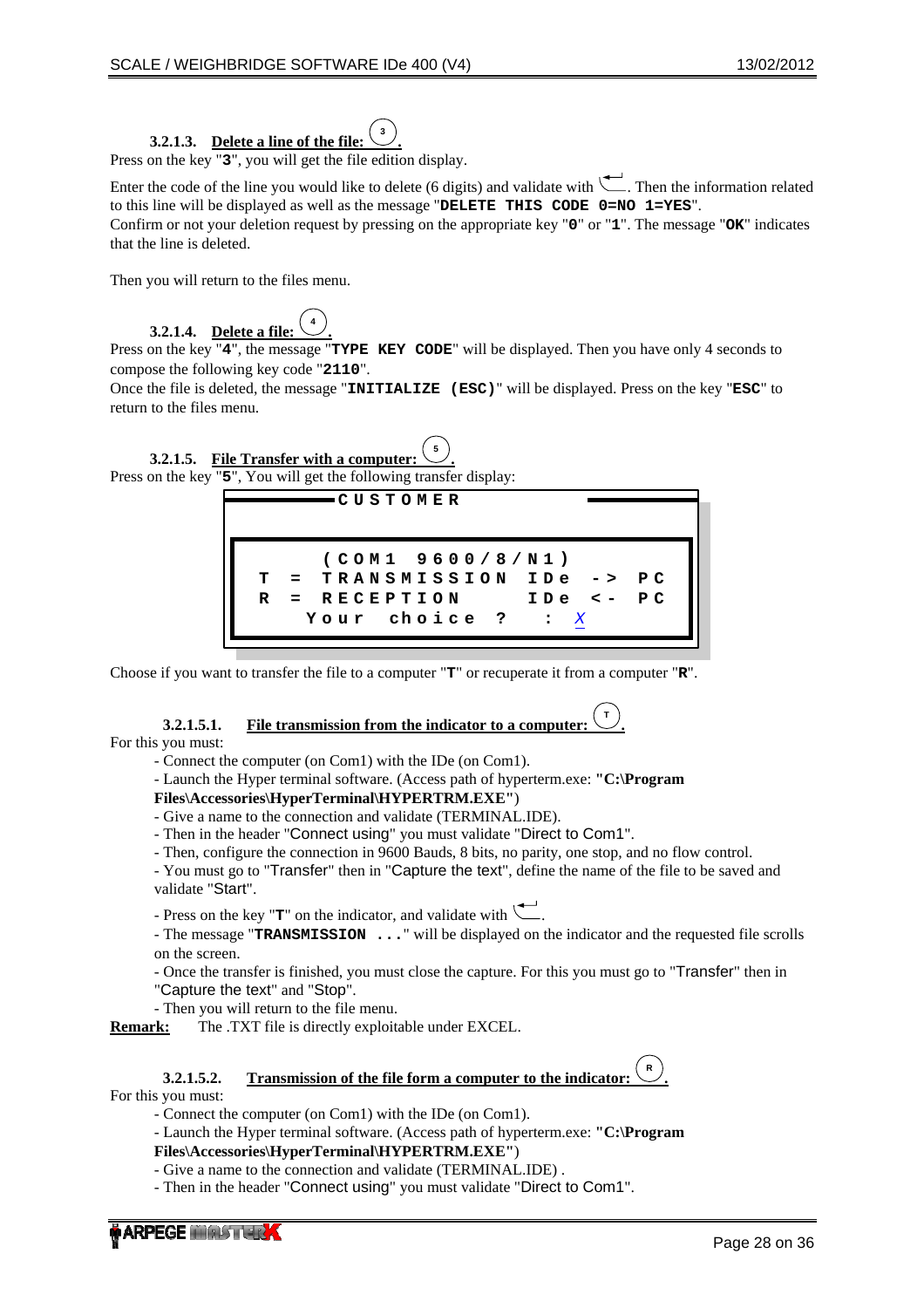#### 3.2.1.3. Delete a line of the file: (3).

Press on the key "**3**", you will get the file edition display.

Enter the code of the line you would like to delete (6 digits) and validate with ↵. Then the information related to this line will be displayed as well as the message "**DELETE THIS CODE 0=NO 1=YES**".
Confirm or not your deletion request by pressing on the appropriate key "**0**" or "**1**". The message "**OK**" indicates that the line is deleted.

Then you will return to the files menu.

#### 3.2.1.4. Delete a file: (4).

Press on the key "**4**", the message "**TYPE KEY CODE**" will be displayed. Then you have only 4 seconds to compose the following key code "**2110**".
Once the file is deleted, the message "**INITIALIZE (ESC)**" will be displayed. Press on the key "**ESC**" to return to the files menu.

#### 3.2.1.5. File Transfer with a computer: (5).

Press on the key "**5**", You will get the following transfer display:

```
CUSTOMER

     (COM1 9600/8/N1)
T = TRANSMISSION IDe -> PC
R = RECEPTION    IDe <- PC
    Your choice ?  : X
```

Choose if you want to transfer the file to a computer "**T**" or recuperate it from a computer "**R**".

##### 3.2.1.5.1. File transmission from the indicator to a computer: (T).

For this you must:

- Connect the computer (on Com1) with the IDe (on Com1).
- Launch the Hyper terminal software. (Access path of hyperterm.exe: **"C:\Program Files\Accessories\HyperTerminal\HYPERTRM.EXE"**)
- Give a name to the connection and validate (TERMINAL.IDE).
- Then in the header "Connect using" you must validate "Direct to Com1".
- Then, configure the connection in 9600 Bauds, 8 bits, no parity, one stop, and no flow control.
- You must go to "Transfer" then in "Capture the text", define the name of the file to be saved and validate "Start".
- Press on the key "**T**" on the indicator, and validate with ↵.
- The message "**TRANSMISSION ...**" will be displayed on the indicator and the requested file scrolls on the screen.
- Once the transfer is finished, you must close the capture. For this you must go to "Transfer" then in "Capture the text" and "Stop".
- Then you will return to the file menu.

**Remark:** The .TXT file is directly exploitable under EXCEL.

##### 3.2.1.5.2. Transmission of the file form a computer to the indicator: (R).

For this you must:

- Connect the computer (on Com1) with the IDe (on Com1).
- Launch the Hyper terminal software. (Access path of hyperterm.exe: **"C:\Program Files\Accessories\HyperTerminal\HYPERTRM.EXE"**)
- Give a name to the connection and validate (TERMINAL.IDE) .
- Then in the header "Connect using" you must validate "Direct to Com1".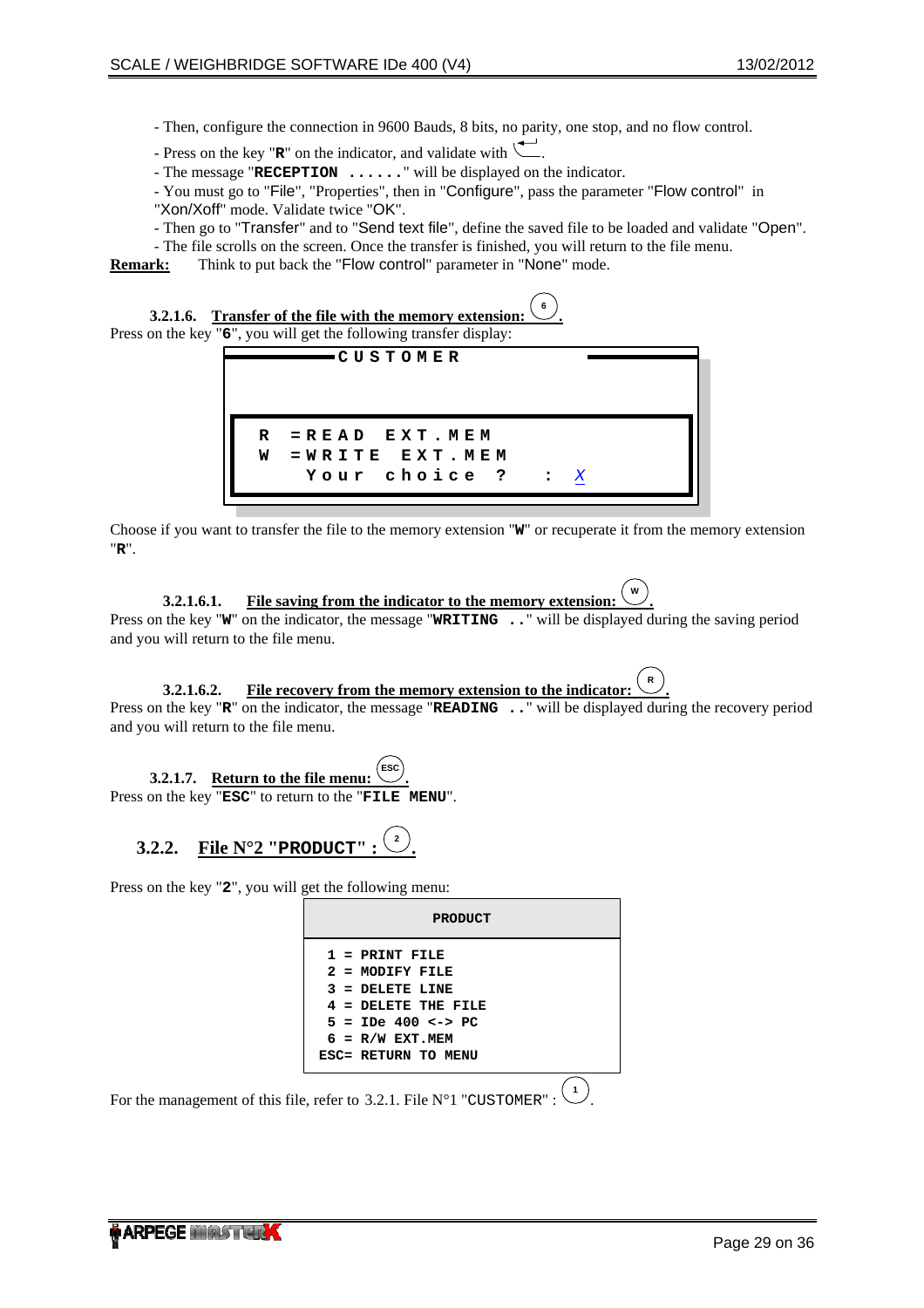- Then, configure the connection in 9600 Bauds, 8 bits, no parity, one stop, and no flow control.

- Press on the key "**R**" on the indicator, and validate with ⏎.

- The message "**RECEPTION ......**" will be displayed on the indicator.

- You must go to "File", "Properties", then in "Configure", pass the parameter "Flow control" in "Xon/Xoff" mode. Validate twice "OK".

- Then go to "Transfer" and to "Send text file", define the saved file to be loaded and validate "Open".

- The file scrolls on the screen. Once the transfer is finished, you will return to the file menu.

**Remark:** Think to put back the "Flow control" parameter in "None" mode.

#### 3.2.1.6. Transfer of the file with the memory extension: (6).

Press on the key "**6**", you will get the following transfer display:

```
C U S T O M E R

R  = R E A D  E X T . M E M
W  = W R I T E  E X T . M E M
     Y o u r  c h o i c e  ?   :  X
```

Choose if you want to transfer the file to the memory extension "**W**" or recuperate it from the memory extension "**R**".

##### 3.2.1.6.1. File saving from the indicator to the memory extension: (W).

Press on the key "**W**" on the indicator, the message "**WRITING ..**" will be displayed during the saving period and you will return to the file menu.

##### 3.2.1.6.2. File recovery from the memory extension to the indicator: (R).

Press on the key "**R**" on the indicator, the message "**READING ..**" will be displayed during the recovery period and you will return to the file menu.

#### 3.2.1.7. Return to the file menu: (ESC).

Press on the key "**ESC**" to return to the "**FILE MENU**".

### 3.2.2. File N°2 "PRODUCT" : (2).

Press on the key "**2**", you will get the following menu:

```
PRODUCT

 1 = PRINT FILE
 2 = MODIFY FILE
 3 = DELETE LINE
 4 = DELETE THE FILE
 5 = IDe 400 <-> PC
 6 = R/W EXT.MEM
ESC= RETURN TO MENU
```

For the management of this file, refer to 3.2.1. File N°1 "CUSTOMER" : (1).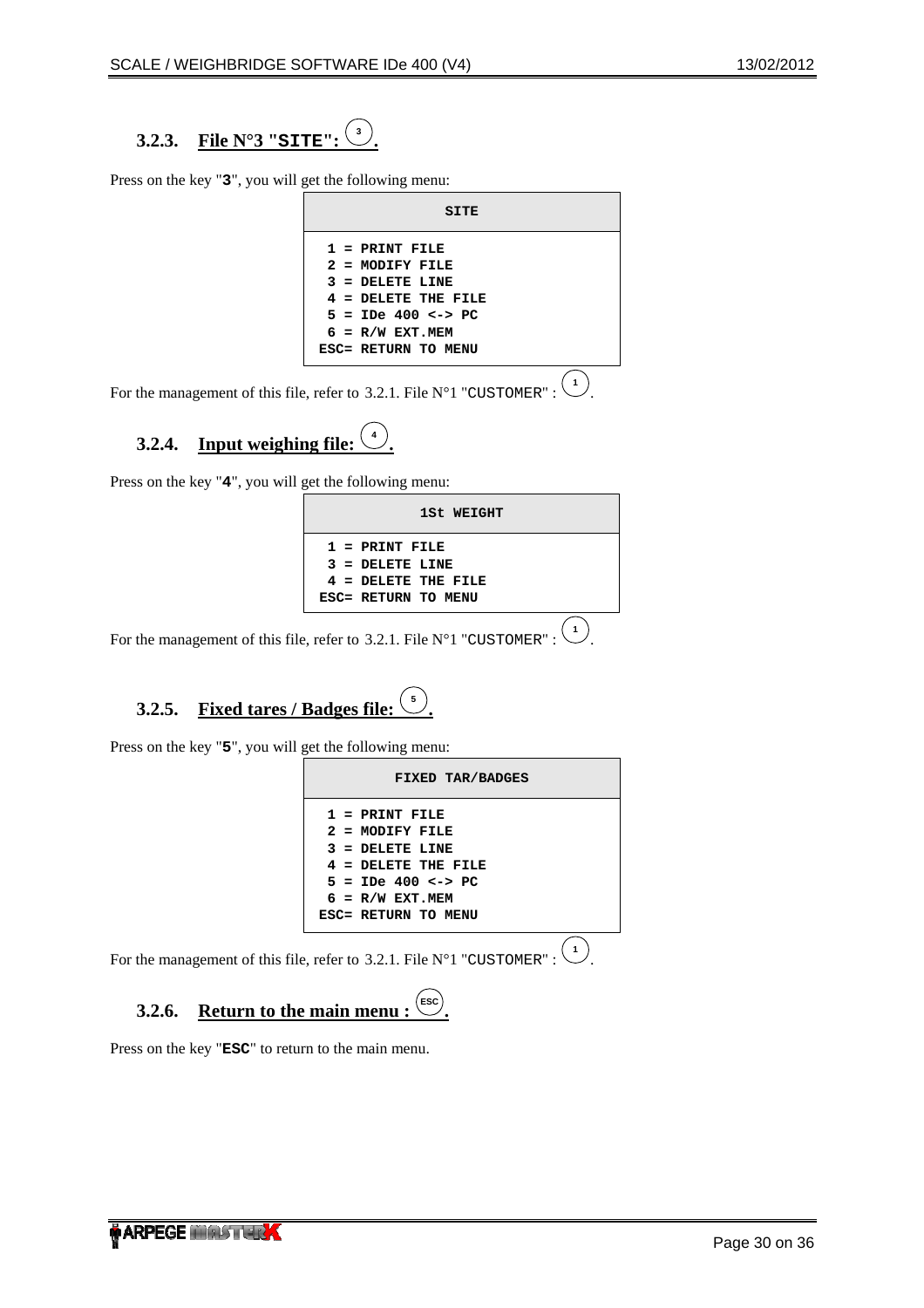### 3.2.3. File N°3 "SITE": (3).

Press on the key "**3**", you will get the following menu:

```
SITE

 1 = PRINT FILE
 2 = MODIFY FILE
 3 = DELETE LINE
 4 = DELETE THE FILE
 5 = IDe 400 <-> PC
 6 = R/W EXT.MEM
ESC= RETURN TO MENU
```

For the management of this file, refer to 3.2.1. File N°1 "CUSTOMER" : (1).

### 3.2.4. Input weighing file: (4).

Press on the key "**4**", you will get the following menu:

```
1St WEIGHT

 1 = PRINT FILE
 3 = DELETE LINE
 4 = DELETE THE FILE
ESC= RETURN TO MENU
```

For the management of this file, refer to 3.2.1. File N°1 "CUSTOMER" : (1).

### 3.2.5. Fixed tares / Badges file: (5).

Press on the key "**5**", you will get the following menu:

```
FIXED TAR/BADGES

 1 = PRINT FILE
 2 = MODIFY FILE
 3 = DELETE LINE
 4 = DELETE THE FILE
 5 = IDe 400 <-> PC
 6 = R/W EXT.MEM
ESC= RETURN TO MENU
```

For the management of this file, refer to 3.2.1. File N°1 "CUSTOMER" : (1).

### 3.2.6. Return to the main menu : (ESC).

Press on the key "**ESC**" to return to the main menu.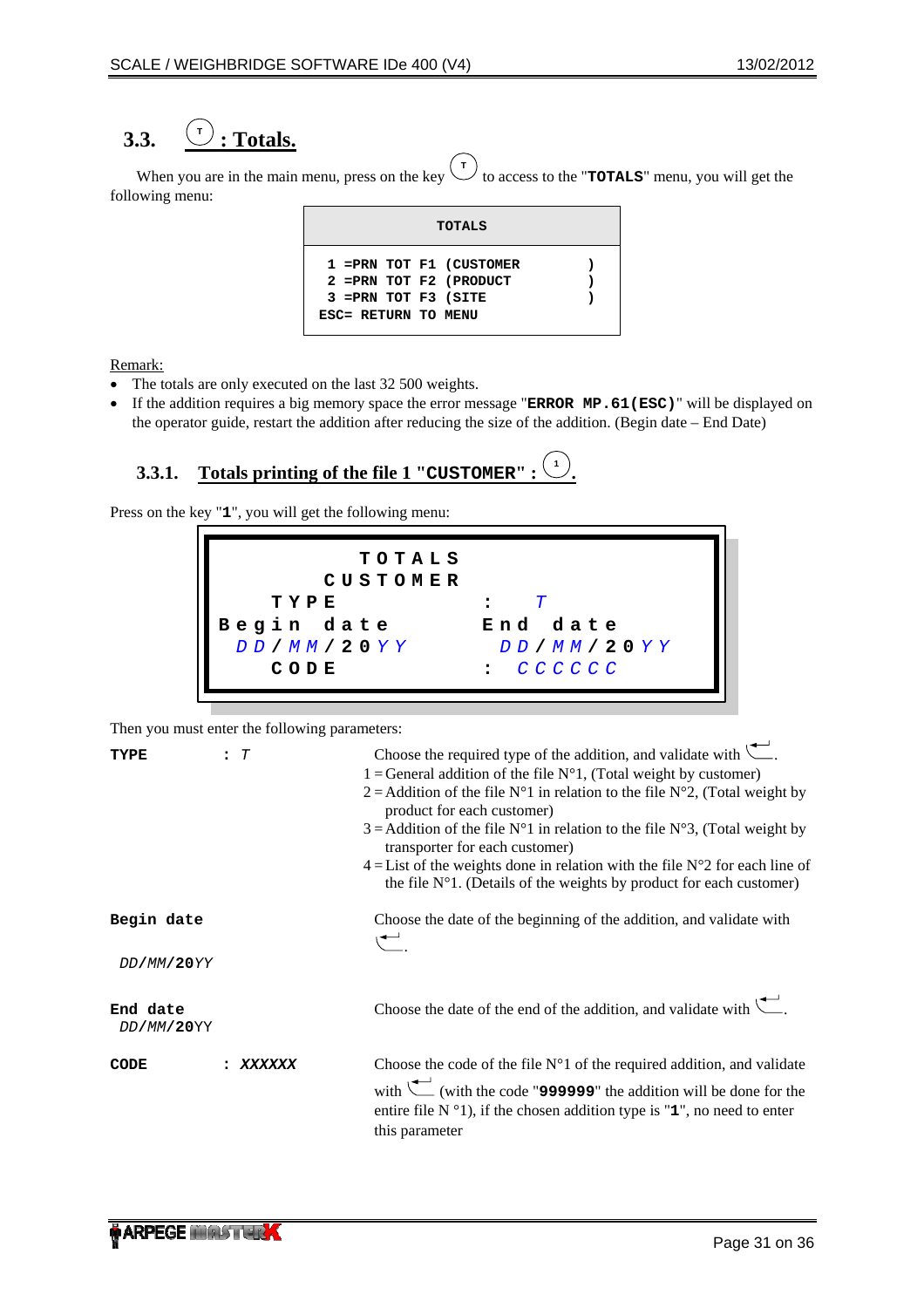## 3.3. (T) : Totals.

When you are in the main menu, press on the key (T) to access to the "**TOTALS**" menu, you will get the following menu:

```
TOTALS

 1 =PRN TOT F1 (CUSTOMER        )
 2 =PRN TOT F2 (PRODUCT         )
 3 =PRN TOT F3 (SITE            )
ESC= RETURN TO MENU
```

Remark:

- The totals are only executed on the last 32 500 weights.
- If the addition requires a big memory space the error message "**ERROR MP.61(ESC)**" will be displayed on the operator guide, restart the addition after reducing the size of the addition. (Begin date – End Date)

### 3.3.1. Totals printing of the file 1 "CUSTOMER" : (1).

Press on the key "**1**", you will get the following menu:

```
              T O T A L S
            C U S T O M E R
       T Y P E                 :   T
 B e g i n   d a t e           E n d   d a t e
  D D / M M / 2 0 Y Y            D D / M M / 2 0 Y Y
       C O D E                 :  C C C C C C
```

Then you must enter the following parameters:

**TYPE** : *T*

Choose the required type of the addition, and validate with ↵.
1 = General addition of the file N°1, (Total weight by customer)
2 = Addition of the file N°1 in relation to the file N°2, (Total weight by product for each customer)
3 = Addition of the file N°1 in relation to the file N°3, (Total weight by transporter for each customer)
4 = List of the weights done in relation with the file N°2 for each line of the file N°1. (Details of the weights by product for each customer)

**Begin date**

*DD/MM/***20***YY*

Choose the date of the beginning of the addition, and validate with ↵.

**End date**
*DD/MM/***20***YY*

Choose the date of the end of the addition, and validate with ↵.

**CODE** : ***XXXXXX***

Choose the code of the file N°1 of the required addition, and validate with ↵ (with the code "**999999**" the addition will be done for the entire file N °1), if the chosen addition type is "**1**", no need to enter this parameter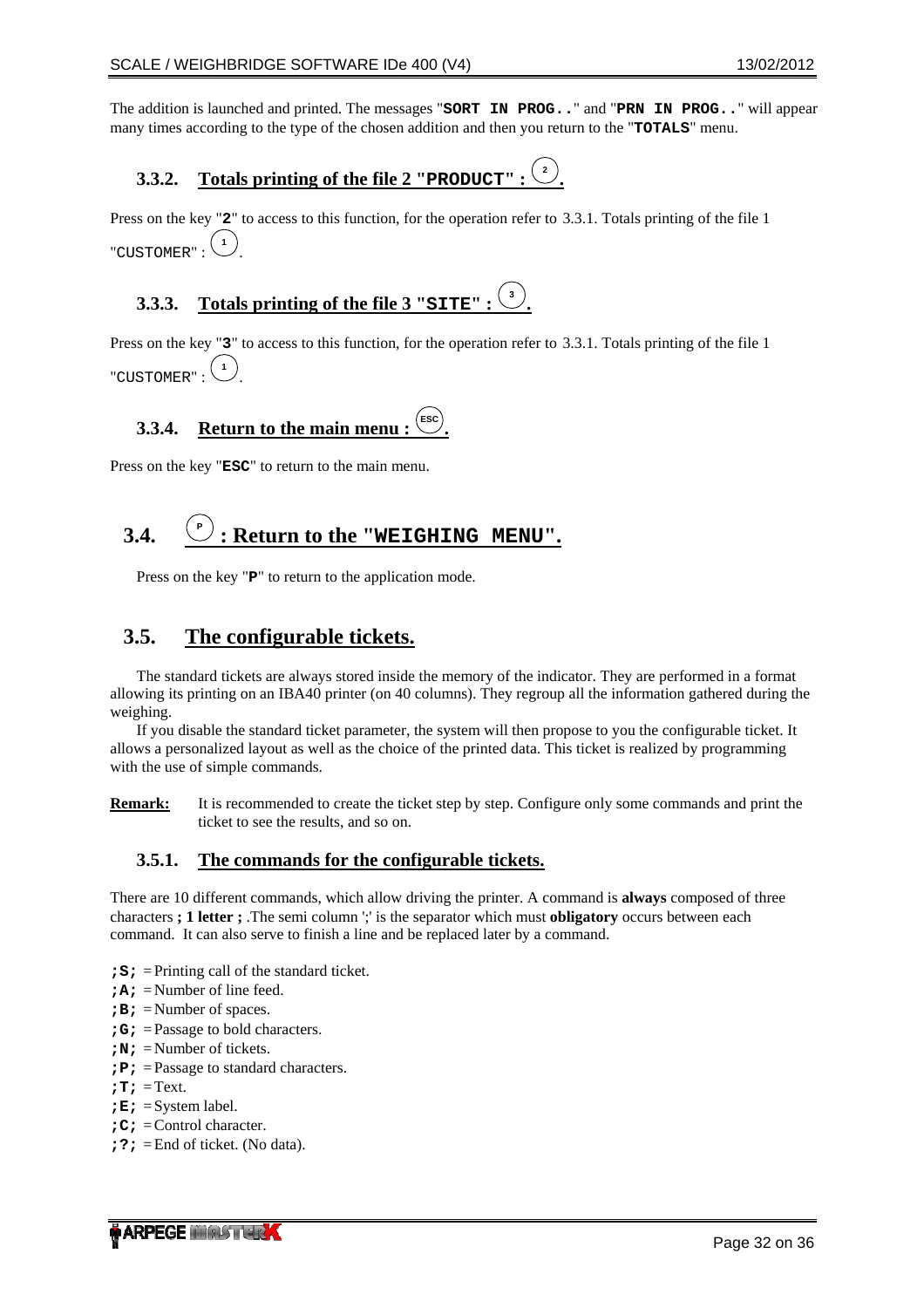The addition is launched and printed. The messages "**SORT IN PROG..**" and "**PRN IN PROG..**" will appear many times according to the type of the chosen addition and then you return to the "**TOTALS**" menu.

### 3.3.2. Totals printing of the file 2 "PRODUCT" : (2).

Press on the key "**2**" to access to this function, for the operation refer to 3.3.1. Totals printing of the file 1 "CUSTOMER" : (1).

### 3.3.3. Totals printing of the file 3 "SITE" : (3).

Press on the key "**3**" to access to this function, for the operation refer to 3.3.1. Totals printing of the file 1 "CUSTOMER" : (1).

### 3.3.4. Return to the main menu : (ESC).

Press on the key "**ESC**" to return to the main menu.

## 3.4. (P) : Return to the "WEIGHING MENU".

Press on the key "**P**" to return to the application mode.

## 3.5. The configurable tickets.

The standard tickets are always stored inside the memory of the indicator. They are performed in a format allowing its printing on an IBA40 printer (on 40 columns). They regroup all the information gathered during the weighing.

If you disable the standard ticket parameter, the system will then propose to you the configurable ticket. It allows a personalized layout as well as the choice of the printed data. This ticket is realized by programming with the use of simple commands.

**Remark:** It is recommended to create the ticket step by step. Configure only some commands and print the ticket to see the results, and so on.

### 3.5.1. The commands for the configurable tickets.

There are 10 different commands, which allow driving the printer. A command is **always** composed of three characters **; 1 letter ;** .The semi column ';' is the separator which must **obligatory** occurs between each command. It can also serve to finish a line and be replaced later by a command.

- **;S;** = Printing call of the standard ticket.
- **;A;** = Number of line feed.
- **;B;** = Number of spaces.
- **;G;** = Passage to bold characters.
- **;N;** = Number of tickets.
- **;P;** = Passage to standard characters.
- **;T;** = Text.
- **;E;** = System label.
- **;C;** = Control character.
- **;?;** = End of ticket. (No data).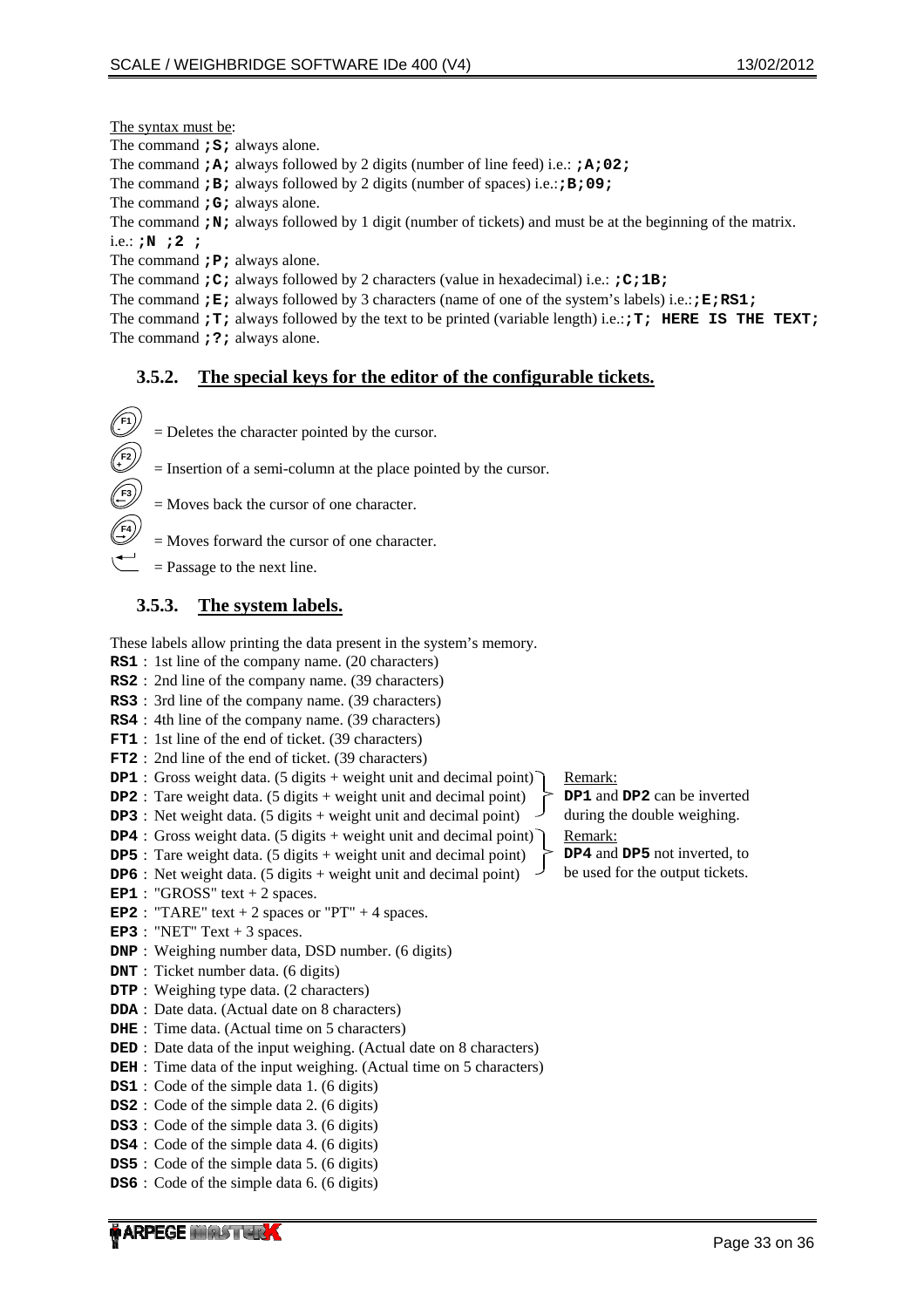The syntax must be:

The command **;S;** always alone.
The command **;A;** always followed by 2 digits (number of line feed) i.e.: **;A;02;**
The command **;B;** always followed by 2 digits (number of spaces) i.e.:**;B;09;**
The command **;G;** always alone.
The command **;N;** always followed by 1 digit (number of tickets) and must be at the beginning of the matrix.
i.e.: **;N ;2 ;**
The command **;P;** always alone.
The command **;C;** always followed by 2 characters (value in hexadecimal) i.e.: **;C;1B;**
The command **;E;** always followed by 3 characters (name of one of the system's labels) i.e.:**;E;RS1;**
The command **;T;** always followed by the text to be printed (variable length) i.e.:**;T; HERE IS THE TEXT;**
The command **;?;** always alone.

### 3.5.2. The special keys for the editor of the configurable tickets.

F1 = Deletes the character pointed by the cursor.
F2 = Insertion of a semi-column at the place pointed by the cursor.
F3 = Moves back the cursor of one character.
F4 = Moves forward the cursor of one character.
↵ = Passage to the next line.

### 3.5.3. The system labels.

These labels allow printing the data present in the system's memory.

**RS1** : 1st line of the company name. (20 characters)
**RS2** : 2nd line of the company name. (39 characters)
**RS3** : 3rd line of the company name. (39 characters)
**RS4** : 4th line of the company name. (39 characters)
**FT1** : 1st line of the end of ticket. (39 characters)
**FT2** : 2nd line of the end of ticket. (39 characters)
**DP1** : Gross weight data. (5 digits + weight unit and decimal point)
**DP2** : Tare weight data. (5 digits + weight unit and decimal point)
**DP3** : Net weight data. (5 digits + weight unit and decimal point)

Remark: **DP1** and **DP2** can be inverted during the double weighing.

**DP4** : Gross weight data. (5 digits + weight unit and decimal point)
**DP5** : Tare weight data. (5 digits + weight unit and decimal point)
**DP6** : Net weight data. (5 digits + weight unit and decimal point)

Remark: **DP4** and **DP5** not inverted, to be used for the output tickets.

**EP1** : "GROSS" text + 2 spaces.
**EP2** : "TARE" text + 2 spaces or "PT" + 4 spaces.
**EP3** : "NET" Text + 3 spaces.
**DNP** : Weighing number data, DSD number. (6 digits)
**DNT** : Ticket number data. (6 digits)
**DTP** : Weighing type data. (2 characters)
**DDA** : Date data. (Actual date on 8 characters)
**DHE** : Time data. (Actual time on 5 characters)
**DED** : Date data of the input weighing. (Actual date on 8 characters)
**DEH** : Time data of the input weighing. (Actual time on 5 characters)
**DS1** : Code of the simple data 1. (6 digits)
**DS2** : Code of the simple data 2. (6 digits)
**DS3** : Code of the simple data 3. (6 digits)
**DS4** : Code of the simple data 4. (6 digits)
**DS5** : Code of the simple data 5. (6 digits)
**DS6** : Code of the simple data 6. (6 digits)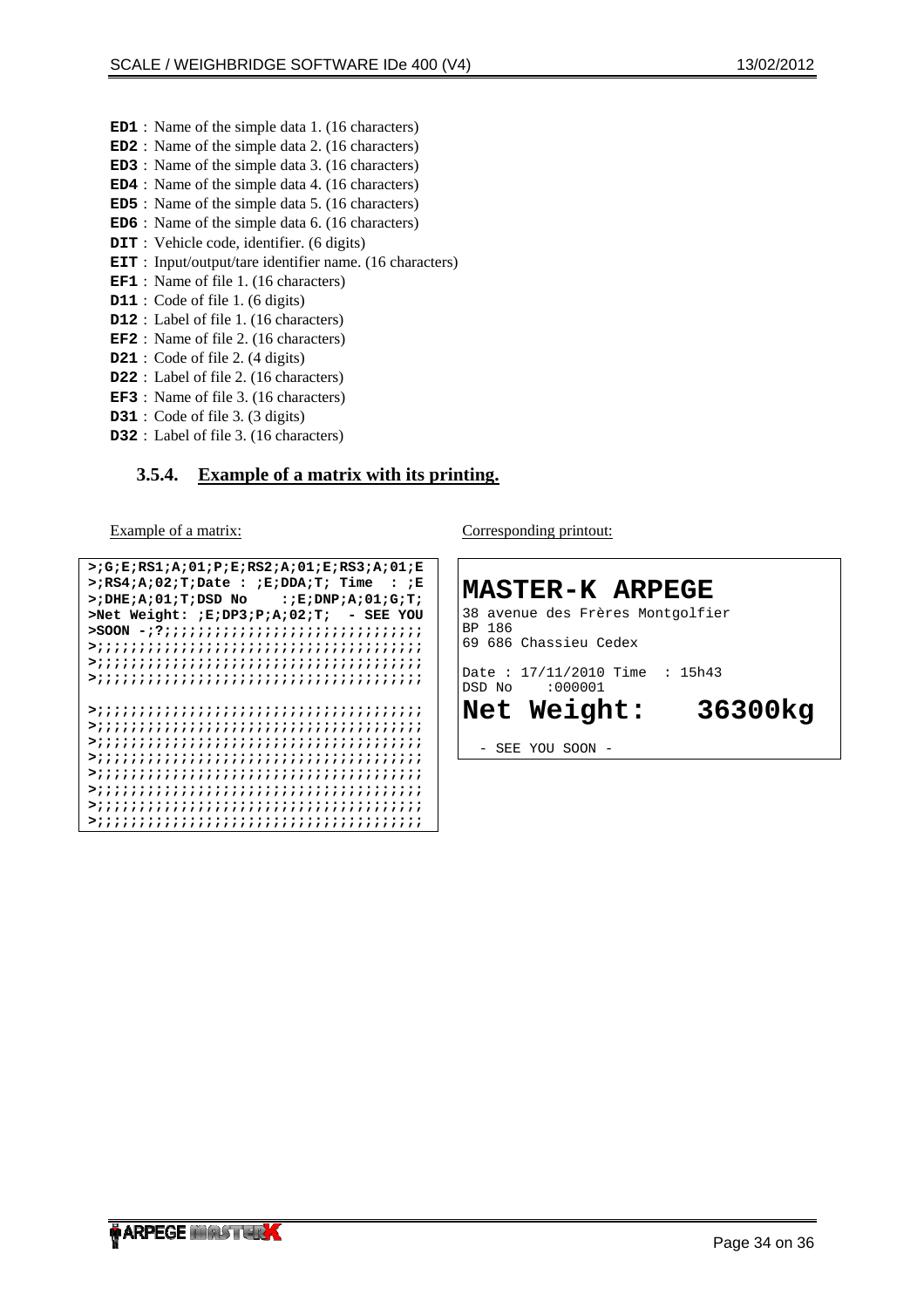- **ED1** : Name of the simple data 1. (16 characters)
- **ED2** : Name of the simple data 2. (16 characters)
- **ED3** : Name of the simple data 3. (16 characters)
- **ED4** : Name of the simple data 4. (16 characters)
- **ED5** : Name of the simple data 5. (16 characters)
- **ED6** : Name of the simple data 6. (16 characters)
- **DIT** : Vehicle code, identifier. (6 digits)
- **EIT** : Input/output/tare identifier name. (16 characters)
- **EF1** : Name of file 1. (16 characters)
- **D11** : Code of file 1. (6 digits)
- **D12** : Label of file 1. (16 characters)
- **EF2** : Name of file 2. (16 characters)
- **D21** : Code of file 2. (4 digits)
- **D22** : Label of file 2. (16 characters)
- **EF3** : Name of file 3. (16 characters)
- **D31** : Code of file 3. (3 digits)
- **D32** : Label of file 3. (16 characters)

### 3.5.4. Example of a matrix with its printing.

Example of a matrix:

```
>;G;E;RS1;A;01;P;E;RS2;A;01;E;RS3;A;01;E
>;RS4;A;02;T;Date : ;E;DDA;T; Time  : ;E
>;DHE;A;01;T;DSD No    :;E;DNP;A;01;G;T;
>Net Weight: ;E;DP3;P;A;02;T;  - SEE YOU
>SOON -;?;;;;;;;;;;;;;;;;;;;;;;;;;;;;;;;
>;;;;;;;;;;;;;;;;;;;;;;;;;;;;;;;;;;;;;;;
>;;;;;;;;;;;;;;;;;;;;;;;;;;;;;;;;;;;;;;;
>;;;;;;;;;;;;;;;;;;;;;;;;;;;;;;;;;;;;;;;

>;;;;;;;;;;;;;;;;;;;;;;;;;;;;;;;;;;;;;;;
>;;;;;;;;;;;;;;;;;;;;;;;;;;;;;;;;;;;;;;;
>;;;;;;;;;;;;;;;;;;;;;;;;;;;;;;;;;;;;;;;
>;;;;;;;;;;;;;;;;;;;;;;;;;;;;;;;;;;;;;;;
>;;;;;;;;;;;;;;;;;;;;;;;;;;;;;;;;;;;;;;;
>;;;;;;;;;;;;;;;;;;;;;;;;;;;;;;;;;;;;;;;
>;;;;;;;;;;;;;;;;;;;;;;;;;;;;;;;;;;;;;;;
>;;;;;;;;;;;;;;;;;;;;;;;;;;;;;;;;;;;;;;;
```

Corresponding printout:

```
MASTER-K ARPEGE
38 avenue des Frères Montgolfier
BP 186
69 686 Chassieu Cedex

Date : 17/11/2010 Time  : 15h43
DSD No    :000001
Net Weight:   36300kg

  - SEE YOU SOON -
```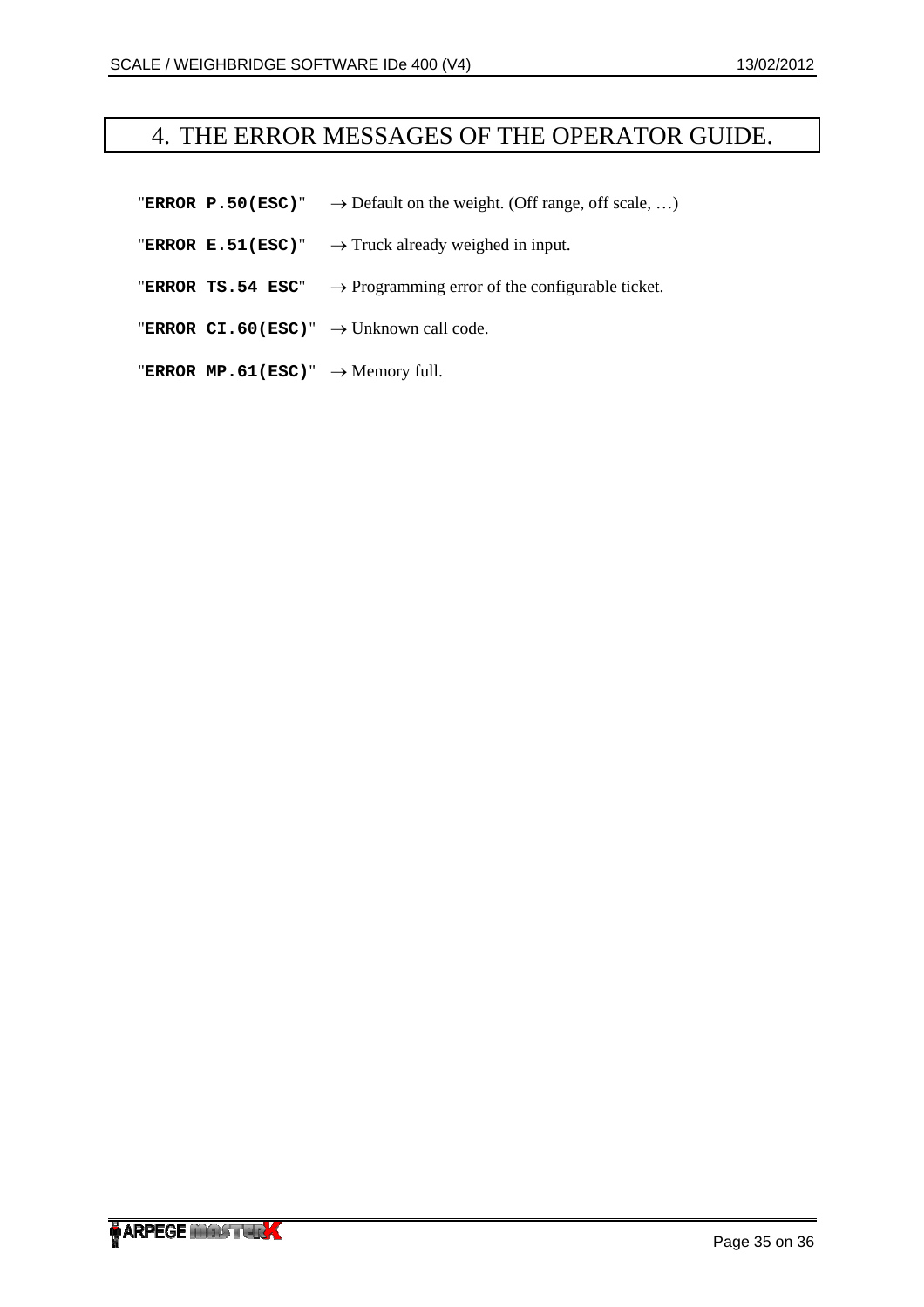# 4. THE ERROR MESSAGES OF THE OPERATOR GUIDE.

"**ERROR P.50(ESC)**" → Default on the weight. (Off range, off scale, …)

"**ERROR E.51(ESC)**" → Truck already weighed in input.

"**ERROR TS.54 ESC**" → Programming error of the configurable ticket.

"**ERROR CI.60(ESC)**" → Unknown call code.

"**ERROR MP.61(ESC)**" → Memory full.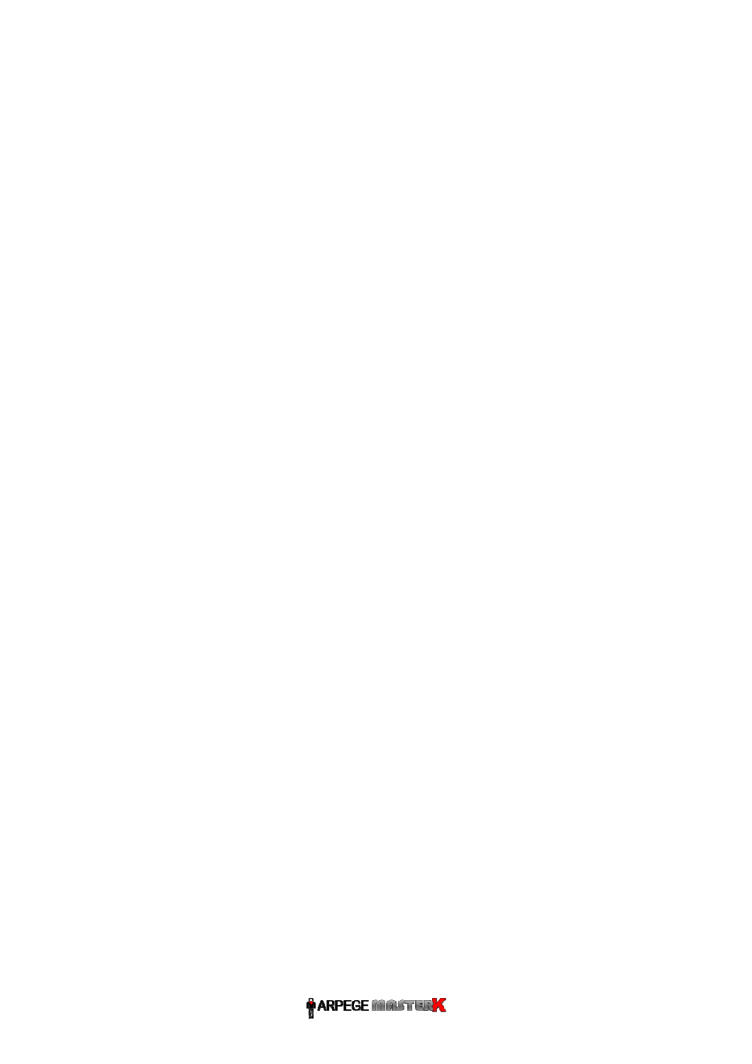ARPEGE MASTERK